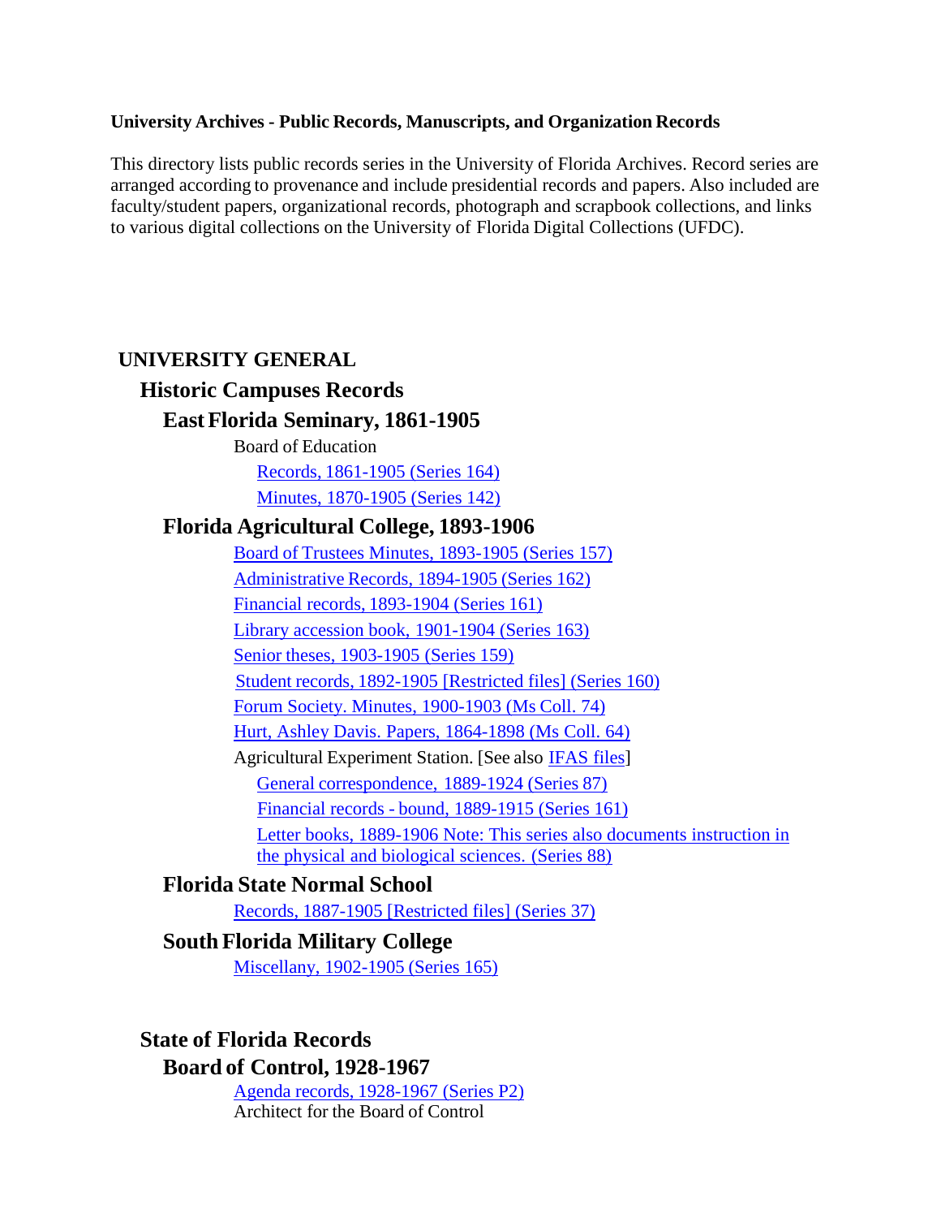**University Archives - Public Records, Manuscripts, and Organization Records**

This directory lists public records series in the University of Florida Archives. Record series are arranged according to provenance and include presidential records and papers. Also included are faculty/student papers, organizational records, photograph and scrapbook collections, and links to various digital collections on the University of Florida Digital Collections (UFDC).

# UNIVERSITY GENERAL

## Historic Campuses Records

### East Florida Seminary, 1861-1905

Board of Education

- Records, 1861-1905 (Series 164)
- Minutes, 1870-1905 (Series 142)

### Florida Agricultural College, 1893-1906

- Board of Trustees Minutes, 1893-1905 (Series 157)
- Administrative Records, 1894-1905 (Series 162)
- Financial records, 1893-1904 (Series 161)
- Library accession book, 1901-1904 (Series 163)
- Senior theses, 1903-1905 (Series 159)
- Student records, 1892-1905 [Restricted files] (Series 160)
- Forum Society. Minutes, 1900-1903 (Ms Coll. 74)
- Hurt, Ashley Davis. Papers, 1864-1898 (Ms Coll. 64)

Agricultural Experiment Station. [See also IFAS files]

- General correspondence, 1889-1924 (Series 87)
- Financial records - bound, 1889-1915 (Series 161)
- Letter books, 1889-1906 Note: This series also documents instruction in the physical and biological sciences. (Series 88)

### Florida State Normal School

- Records, 1887-1905 [Restricted files] (Series 37)

### South Florida Military College

- Miscellany, 1902-1905 (Series 165)

## State of Florida Records

### Board of Control, 1928-1967

- Agenda records, 1928-1967 (Series P2)

Architect for the Board of Control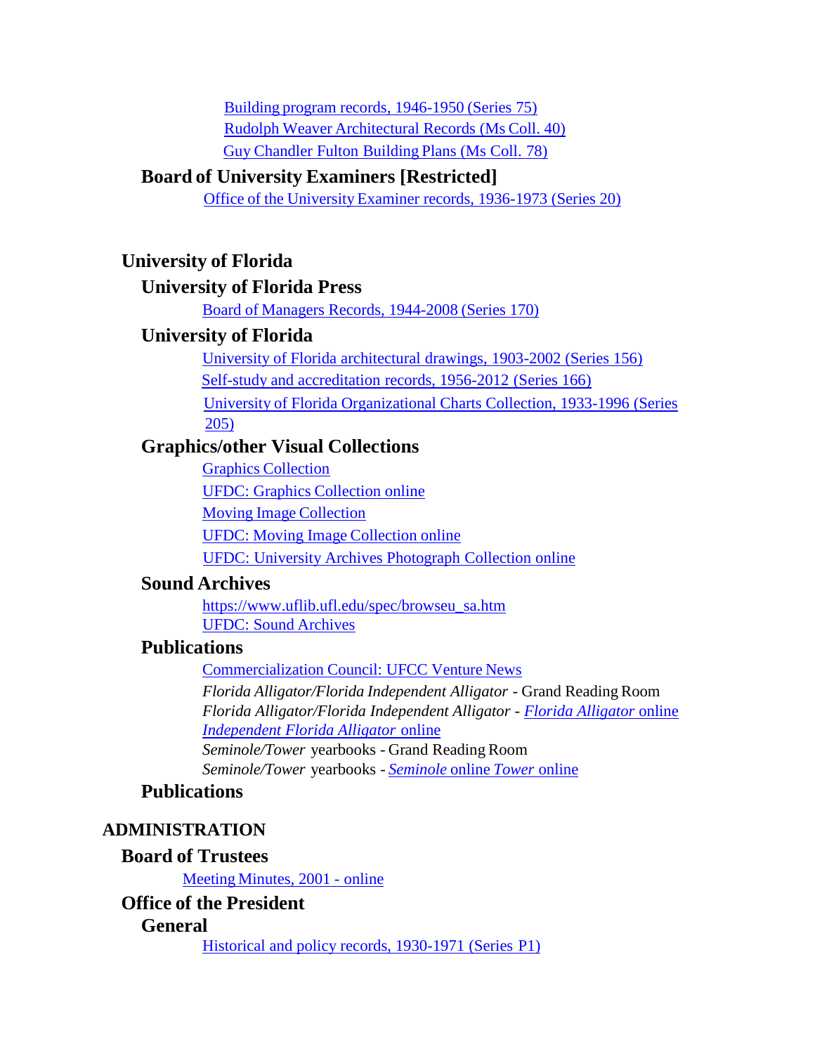[Building program records, 1946-1950 (Series 75)](#)
[Rudolph Weaver Architectural Records (Ms Coll. 40)](#)
[Guy Chandler Fulton Building Plans (Ms Coll. 78)](#)

### Board of University Examiners [Restricted]

[Office of the University Examiner records, 1936-1973 (Series 20)](#)

## University of Florida

### University of Florida Press

[Board of Managers Records, 1944-2008 (Series 170)](#)

### University of Florida

[University of Florida architectural drawings, 1903-2002 (Series 156)](#)
[Self-study and accreditation records, 1956-2012 (Series 166)](#)
[University of Florida Organizational Charts Collection, 1933-1996 (Series 205)](#)

### Graphics/other Visual Collections

[Graphics Collection](#)
[UFDC: Graphics Collection online](#)
[Moving Image Collection](#)
[UFDC: Moving Image Collection online](#)
[UFDC: University Archives Photograph Collection online](#)

### Sound Archives

https://www.uflib.ufl.edu/spec/browseu_sa.htm
[UFDC: Sound Archives](#)

### Publications

[Commercialization Council: UFCC Venture News](#)
*Florida Alligator/Florida Independent Alligator* - Grand Reading Room
*Florida Alligator/Florida Independent Alligator* - [*Florida Alligator* online](#)
[*Independent Florida Alligator* online](#)
*Seminole/Tower* yearbooks - Grand Reading Room
*Seminole/Tower* yearbooks - [*Seminole* online *Tower* online](#)

### Publications

# ADMINISTRATION

## Board of Trustees

[Meeting Minutes, 2001 - online](#)

## Office of the President

### General

[Historical and policy records, 1930-1971 (Series P1)](#)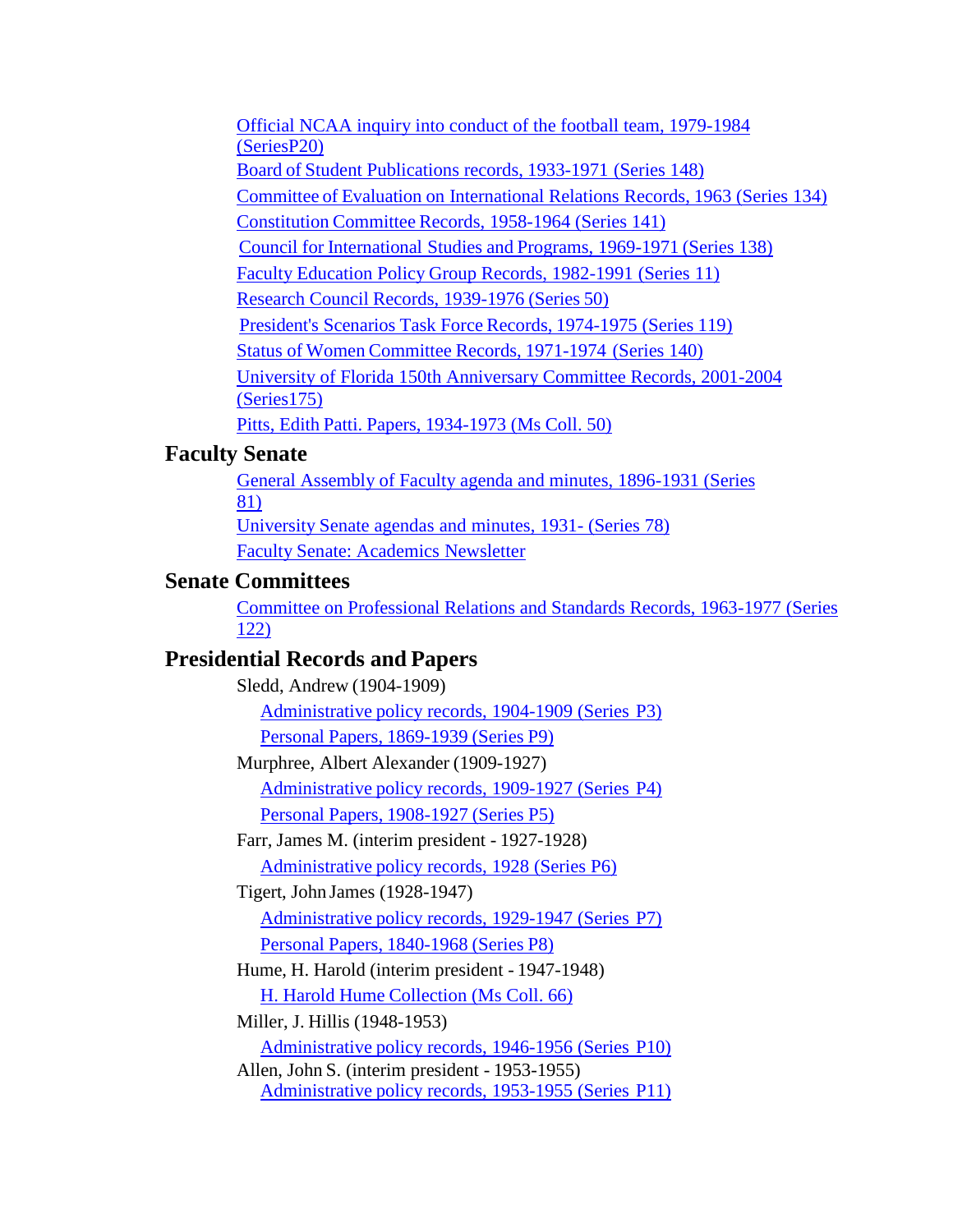- Official NCAA inquiry into conduct of the football team, 1979-1984 (SeriesP20)
- Board of Student Publications records, 1933-1971 (Series 148)
- Committee of Evaluation on International Relations Records, 1963 (Series 134)
- Constitution Committee Records, 1958-1964 (Series 141)
- Council for International Studies and Programs, 1969-1971 (Series 138)
- Faculty Education Policy Group Records, 1982-1991 (Series 11)
- Research Council Records, 1939-1976 (Series 50)
- President's Scenarios Task Force Records, 1974-1975 (Series 119)
- Status of Women Committee Records, 1971-1974 (Series 140)
- University of Florida 150th Anniversary Committee Records, 2001-2004 (Series175)
- Pitts, Edith Patti. Papers, 1934-1973 (Ms Coll. 50)

## Faculty Senate

- General Assembly of Faculty agenda and minutes, 1896-1931 (Series 81)
- University Senate agendas and minutes, 1931- (Series 78)
- Faculty Senate: Academics Newsletter

## Senate Committees

- Committee on Professional Relations and Standards Records, 1963-1977 (Series 122)

## Presidential Records and Papers

Sledd, Andrew (1904-1909)

- Administrative policy records, 1904-1909 (Series P3)
- Personal Papers, 1869-1939 (Series P9)

Murphree, Albert Alexander (1909-1927)

- Administrative policy records, 1909-1927 (Series P4)
- Personal Papers, 1908-1927 (Series P5)

Farr, James M. (interim president - 1927-1928)

- Administrative policy records, 1928 (Series P6)

Tigert, John James (1928-1947)

- Administrative policy records, 1929-1947 (Series P7)
- Personal Papers, 1840-1968 (Series P8)

Hume, H. Harold (interim president - 1947-1948)

- H. Harold Hume Collection (Ms Coll. 66)

Miller, J. Hillis (1948-1953)

- Administrative policy records, 1946-1956 (Series P10)

Allen, John S. (interim president - 1953-1955)

- Administrative policy records, 1953-1955 (Series P11)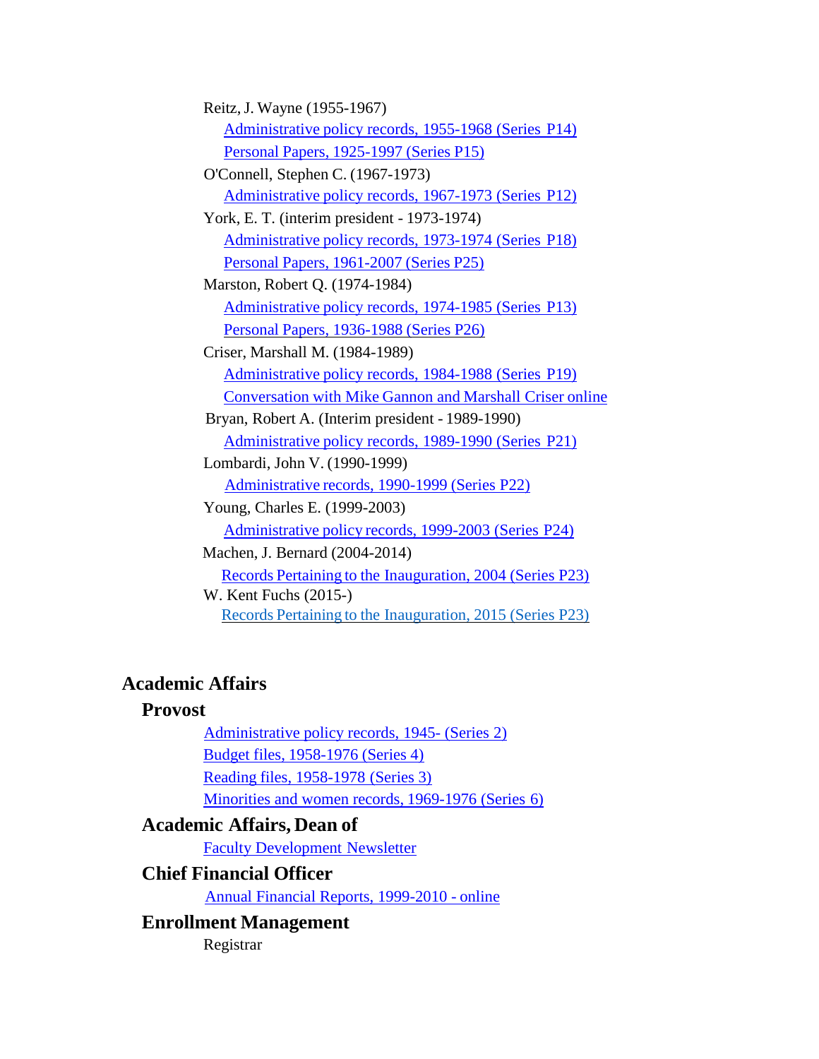Reitz, J. Wayne (1955-1967)

- Administrative policy records, 1955-1968 (Series P14)
- Personal Papers, 1925-1997 (Series P15)

O'Connell, Stephen C. (1967-1973)

- Administrative policy records, 1967-1973 (Series P12)

York, E. T. (interim president - 1973-1974)

- Administrative policy records, 1973-1974 (Series P18)
- Personal Papers, 1961-2007 (Series P25)

Marston, Robert Q. (1974-1984)

- Administrative policy records, 1974-1985 (Series P13)
- Personal Papers, 1936-1988 (Series P26)

Criser, Marshall M. (1984-1989)

- Administrative policy records, 1984-1988 (Series P19)
- Conversation with Mike Gannon and Marshall Criser online

Bryan, Robert A. (Interim president - 1989-1990)

- Administrative policy records, 1989-1990 (Series P21)

Lombardi, John V. (1990-1999)

- Administrative records, 1990-1999 (Series P22)

Young, Charles E. (1999-2003)

- Administrative policy records, 1999-2003 (Series P24)

Machen, J. Bernard (2004-2014)

- Records Pertaining to the Inauguration, 2004 (Series P23)

W. Kent Fuchs (2015-)

- Records Pertaining to the Inauguration, 2015 (Series P23)

## Academic Affairs

### Provost

- Administrative policy records, 1945- (Series 2)
- Budget files, 1958-1976 (Series 4)
- Reading files, 1958-1978 (Series 3)
- Minorities and women records, 1969-1976 (Series 6)

### Academic Affairs, Dean of

- Faculty Development Newsletter

### Chief Financial Officer

- Annual Financial Reports, 1999-2010 - online

### Enrollment Management

Registrar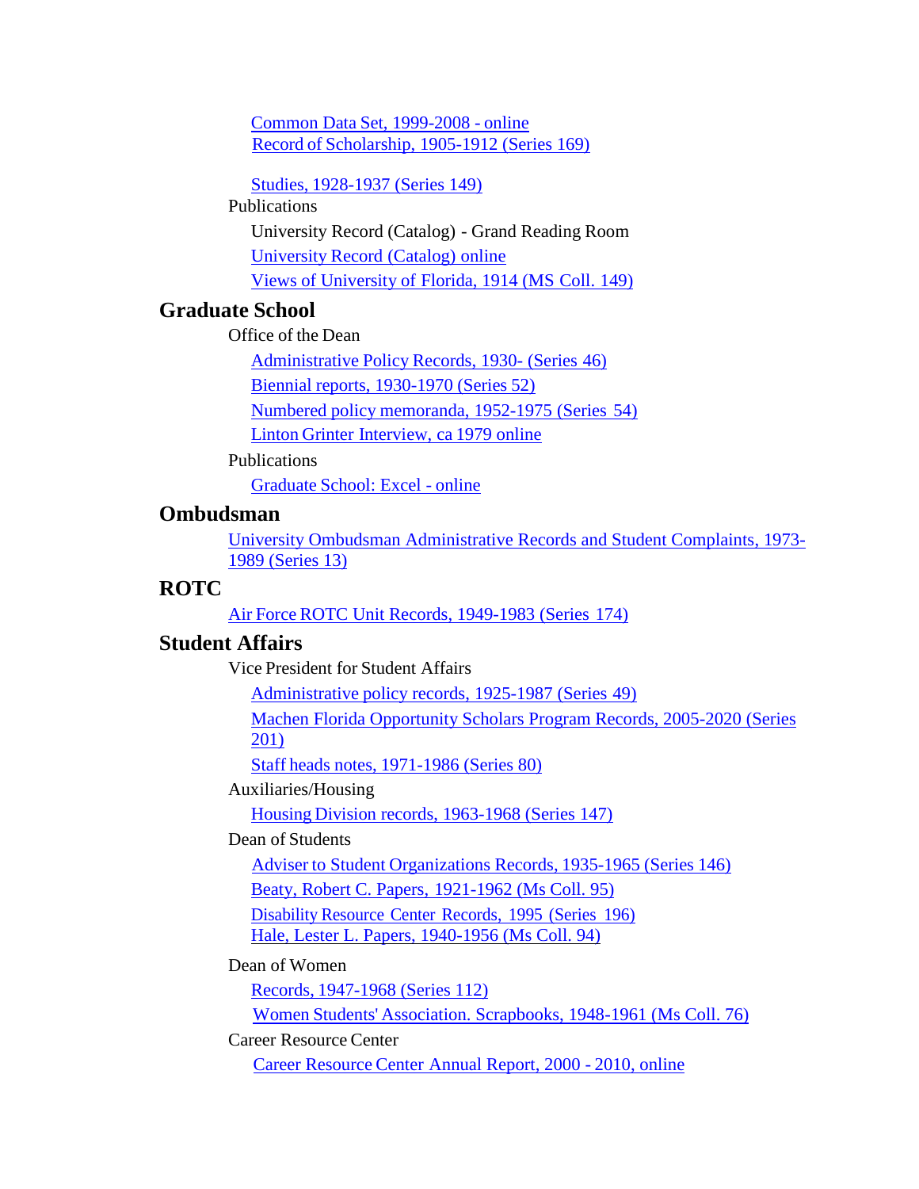- Common Data Set, 1999-2008 - online
- Record of Scholarship, 1905-1912 (Series 169)
- Studies, 1928-1937 (Series 149)

Publications

- University Record (Catalog) - Grand Reading Room
- University Record (Catalog) online
- Views of University of Florida, 1914 (MS Coll. 149)

## Graduate School

Office of the Dean

- Administrative Policy Records, 1930- (Series 46)
- Biennial reports, 1930-1970 (Series 52)
- Numbered policy memoranda, 1952-1975 (Series 54)
- Linton Grinter Interview, ca 1979 online

Publications

- Graduate School: Excel - online

## Ombudsman

University Ombudsman Administrative Records and Student Complaints, 1973-1989 (Series 13)

## ROTC

Air Force ROTC Unit Records, 1949-1983 (Series 174)

## Student Affairs

Vice President for Student Affairs

- Administrative policy records, 1925-1987 (Series 49)
- Machen Florida Opportunity Scholars Program Records, 2005-2020 (Series 201)
- Staff heads notes, 1971-1986 (Series 80)

Auxiliaries/Housing

- Housing Division records, 1963-1968 (Series 147)

Dean of Students

- Adviser to Student Organizations Records, 1935-1965 (Series 146)
- Beaty, Robert C. Papers, 1921-1962 (Ms Coll. 95)
- Disability Resource Center Records, 1995 (Series 196)
- Hale, Lester L. Papers, 1940-1956 (Ms Coll. 94)

Dean of Women

- Records, 1947-1968 (Series 112)
- Women Students' Association. Scrapbooks, 1948-1961 (Ms Coll. 76)

Career Resource Center

- Career Resource Center Annual Report, 2000 - 2010, online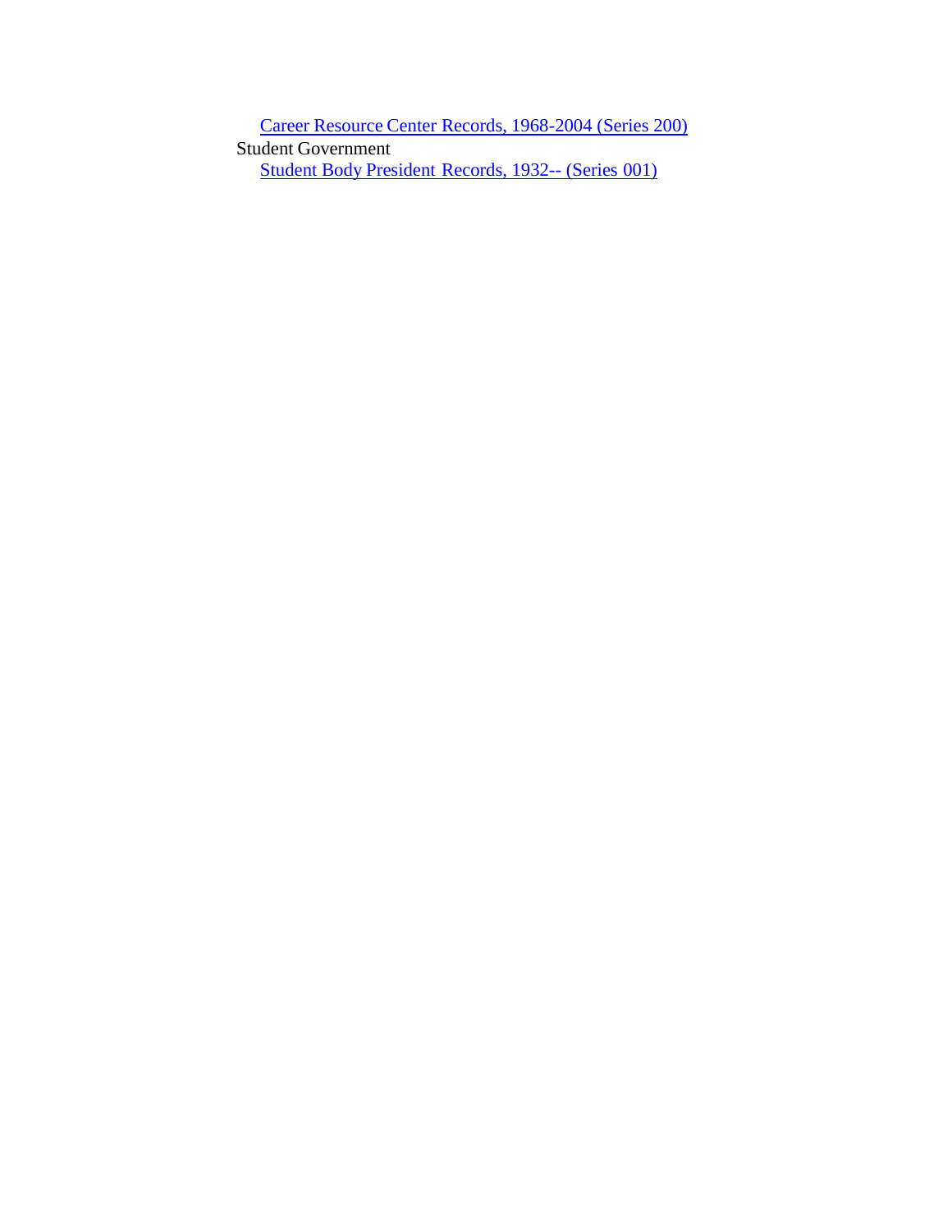- Career Resource Center Records, 1968-2004 (Series 200)

Student Government

- Student Body President Records, 1932-- (Series 001)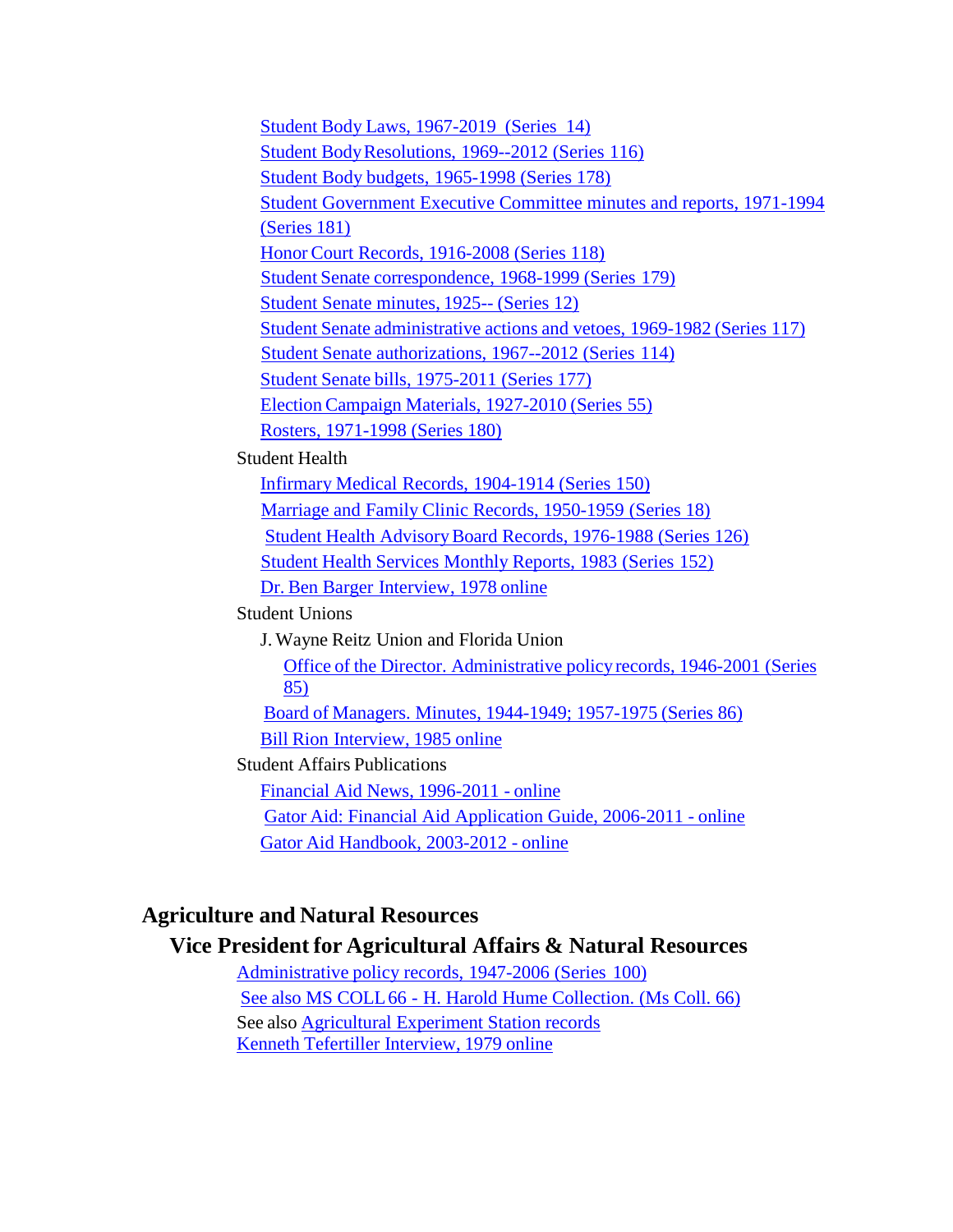- Student Body Laws, 1967-2019 (Series 14)
- Student Body Resolutions, 1969--2012 (Series 116)
- Student Body budgets, 1965-1998 (Series 178)
- Student Government Executive Committee minutes and reports, 1971-1994 (Series 181)
- Honor Court Records, 1916-2008 (Series 118)
- Student Senate correspondence, 1968-1999 (Series 179)
- Student Senate minutes, 1925-- (Series 12)
- Student Senate administrative actions and vetoes, 1969-1982 (Series 117)
- Student Senate authorizations, 1967--2012 (Series 114)
- Student Senate bills, 1975-2011 (Series 177)
- Election Campaign Materials, 1927-2010 (Series 55)
- Rosters, 1971-1998 (Series 180)

Student Health

- Infirmary Medical Records, 1904-1914 (Series 150)
- Marriage and Family Clinic Records, 1950-1959 (Series 18)
- Student Health Advisory Board Records, 1976-1988 (Series 126)
- Student Health Services Monthly Reports, 1983 (Series 152)
- Dr. Ben Barger Interview, 1978 online

Student Unions

J. Wayne Reitz Union and Florida Union

- Office of the Director. Administrative policy records, 1946-2001 (Series 85)
- Board of Managers. Minutes, 1944-1949; 1957-1975 (Series 86)
- Bill Rion Interview, 1985 online

Student Affairs Publications

- Financial Aid News, 1996-2011 - online
- Gator Aid: Financial Aid Application Guide, 2006-2011 - online
- Gator Aid Handbook, 2003-2012 - online

# Agriculture and Natural Resources

## Vice President for Agricultural Affairs & Natural Resources

- Administrative policy records, 1947-2006 (Series 100)
- See also MS COLL 66 - H. Harold Hume Collection. (Ms Coll. 66)
- See also Agricultural Experiment Station records
- Kenneth Tefertiller Interview, 1979 online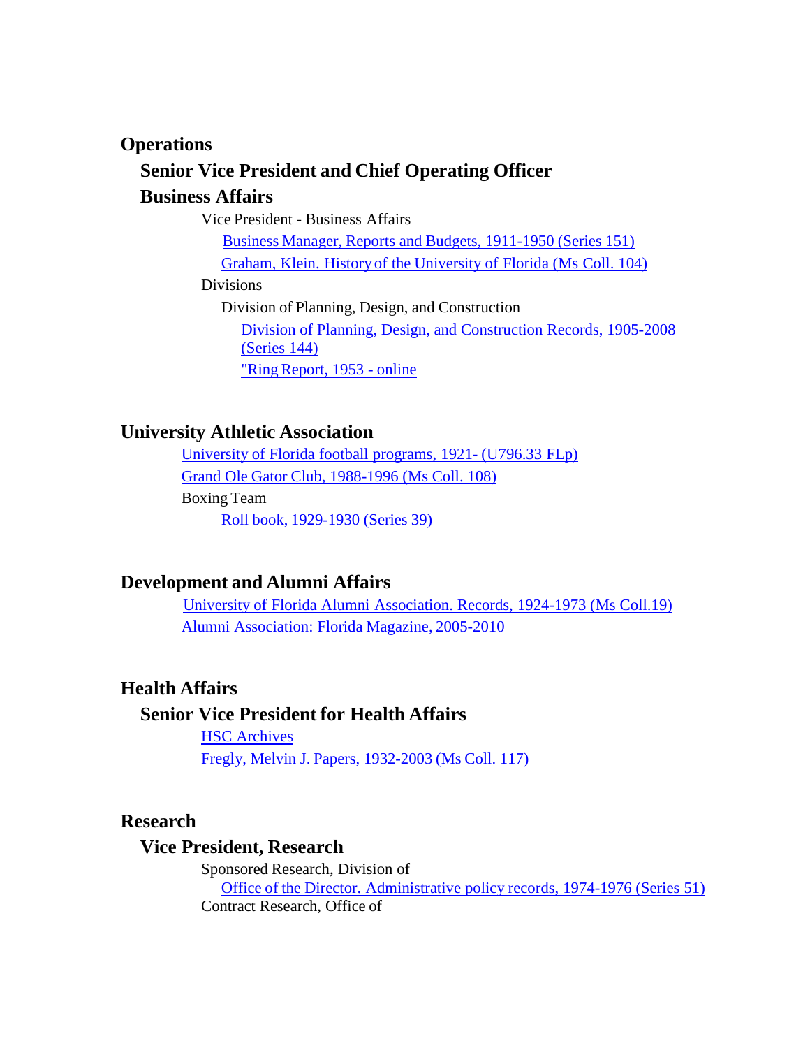## Operations

### Senior Vice President and Chief Operating Officer

### Business Affairs

Vice President - Business Affairs

- Business Manager, Reports and Budgets, 1911-1950 (Series 151)
- Graham, Klein. History of the University of Florida (Ms Coll. 104)

Divisions

Division of Planning, Design, and Construction

- Division of Planning, Design, and Construction Records, 1905-2008 (Series 144)
- "Ring Report, 1953 - online

## University Athletic Association

- University of Florida football programs, 1921- (U796.33 FLp)
- Grand Ole Gator Club, 1988-1996 (Ms Coll. 108)

Boxing Team

- Roll book, 1929-1930 (Series 39)

## Development and Alumni Affairs

- University of Florida Alumni Association. Records, 1924-1973 (Ms Coll.19)
- Alumni Association: Florida Magazine, 2005-2010

## Health Affairs

### Senior Vice President for Health Affairs

- HSC Archives
- Fregly, Melvin J. Papers, 1932-2003 (Ms Coll. 117)

## Research

### Vice President, Research

Sponsored Research, Division of

- Office of the Director. Administrative policy records, 1974-1976 (Series 51)

Contract Research, Office of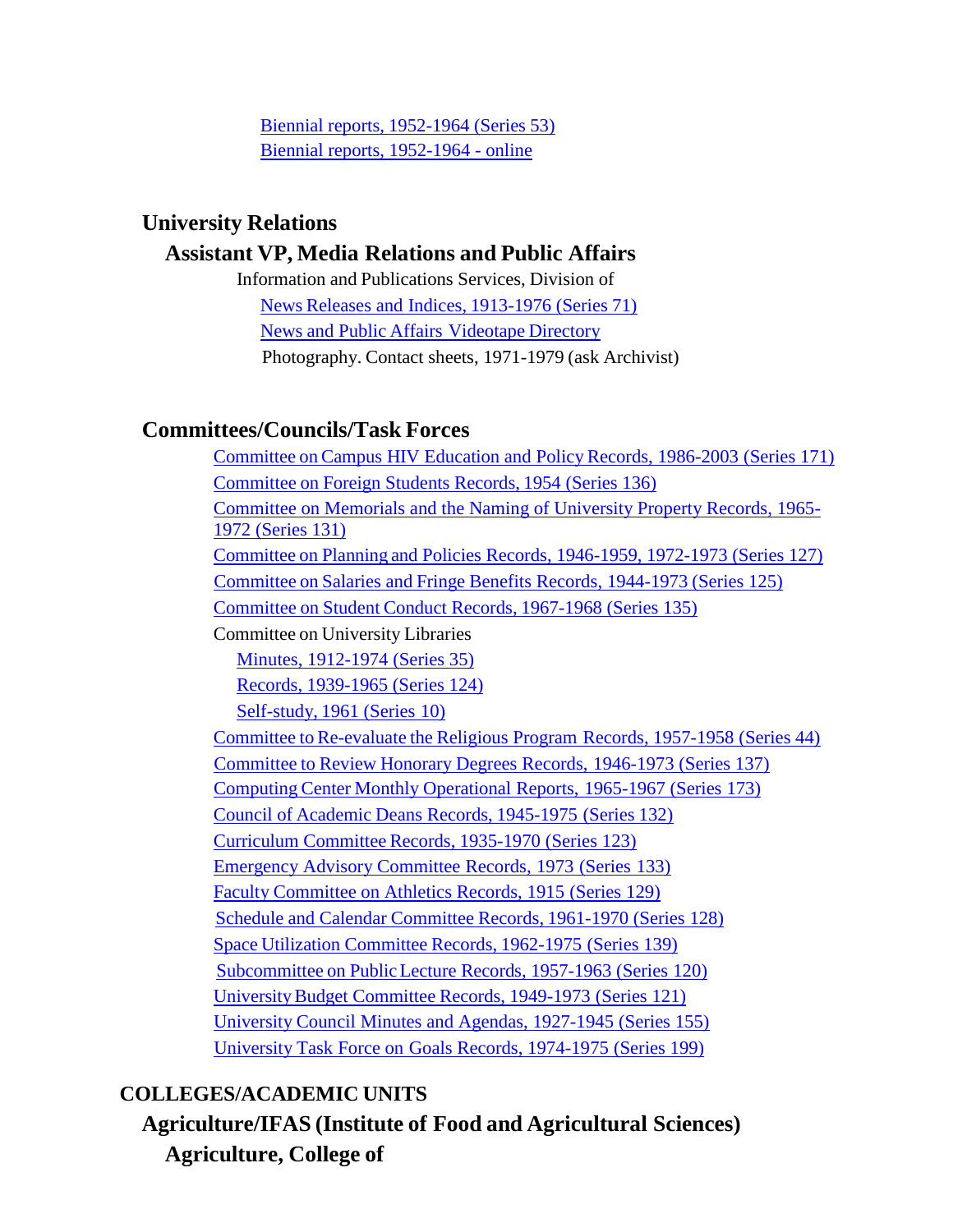- Biennial reports, 1952-1964 (Series 53)
- Biennial reports, 1952-1964 - online

## University Relations

### Assistant VP, Media Relations and Public Affairs

Information and Publications Services, Division of

- News Releases and Indices, 1913-1976 (Series 71)
- News and Public Affairs Videotape Directory
- Photography. Contact sheets, 1971-1979 (ask Archivist)

## Committees/Councils/Task Forces

- Committee on Campus HIV Education and Policy Records, 1986-2003 (Series 171)
- Committee on Foreign Students Records, 1954 (Series 136)
- Committee on Memorials and the Naming of University Property Records, 1965-1972 (Series 131)
- Committee on Planning and Policies Records, 1946-1959, 1972-1973 (Series 127)
- Committee on Salaries and Fringe Benefits Records, 1944-1973 (Series 125)
- Committee on Student Conduct Records, 1967-1968 (Series 135)
- Committee on University Libraries
  - Minutes, 1912-1974 (Series 35)
  - Records, 1939-1965 (Series 124)
  - Self-study, 1961 (Series 10)
- Committee to Re-evaluate the Religious Program Records, 1957-1958 (Series 44)
- Committee to Review Honorary Degrees Records, 1946-1973 (Series 137)
- Computing Center Monthly Operational Reports, 1965-1967 (Series 173)
- Council of Academic Deans Records, 1945-1975 (Series 132)
- Curriculum Committee Records, 1935-1970 (Series 123)
- Emergency Advisory Committee Records, 1973 (Series 133)
- Faculty Committee on Athletics Records, 1915 (Series 129)
- Schedule and Calendar Committee Records, 1961-1970 (Series 128)
- Space Utilization Committee Records, 1962-1975 (Series 139)
- Subcommittee on Public Lecture Records, 1957-1963 (Series 120)
- University Budget Committee Records, 1949-1973 (Series 121)
- University Council Minutes and Agendas, 1927-1945 (Series 155)
- University Task Force on Goals Records, 1974-1975 (Series 199)

# COLLEGES/ACADEMIC UNITS

## Agriculture/IFAS (Institute of Food and Agricultural Sciences)

### Agriculture, College of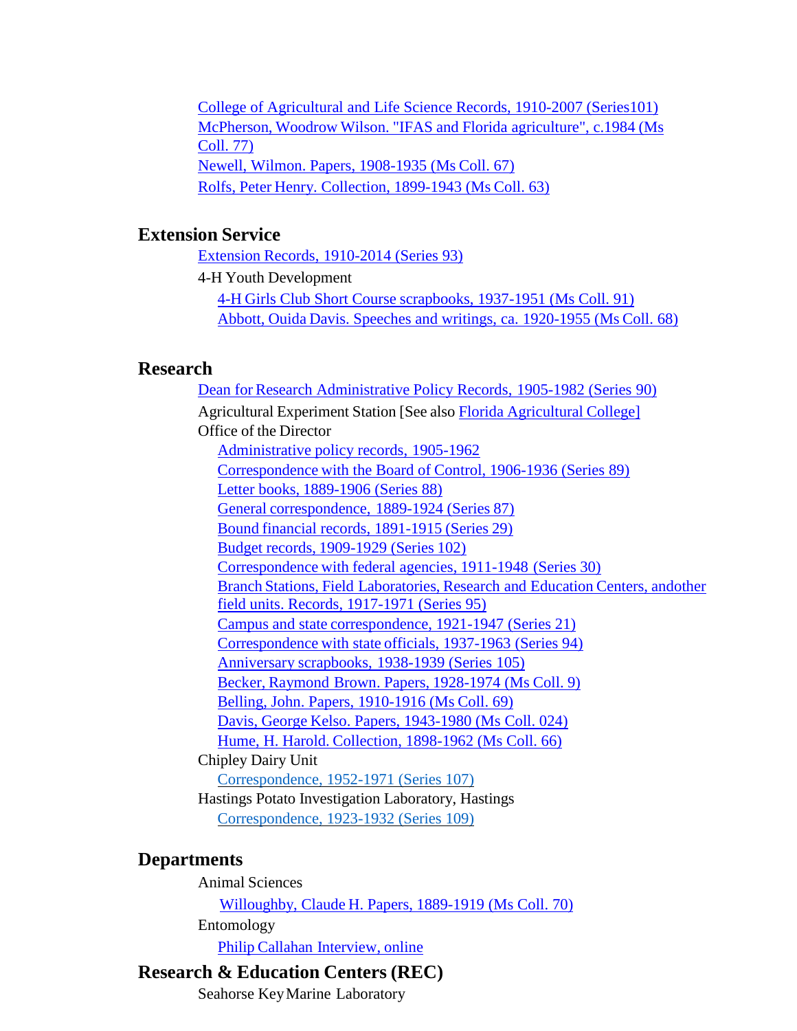College of Agricultural and Life Science Records, 1910-2007 (Series101)
McPherson, Woodrow Wilson. "IFAS and Florida agriculture", c.1984 (Ms Coll. 77)
Newell, Wilmon. Papers, 1908-1935 (Ms Coll. 67)
Rolfs, Peter Henry. Collection, 1899-1943 (Ms Coll. 63)

## Extension Service

Extension Records, 1910-2014 (Series 93)

4-H Youth Development

- 4-H Girls Club Short Course scrapbooks, 1937-1951 (Ms Coll. 91)
- Abbott, Ouida Davis. Speeches and writings, ca. 1920-1955 (Ms Coll. 68)

## Research

Dean for Research Administrative Policy Records, 1905-1982 (Series 90)

Agricultural Experiment Station [See also Florida Agricultural College]

Office of the Director

- Administrative policy records, 1905-1962
- Correspondence with the Board of Control, 1906-1936 (Series 89)
- Letter books, 1889-1906 (Series 88)
- General correspondence, 1889-1924 (Series 87)
- Bound financial records, 1891-1915 (Series 29)
- Budget records, 1909-1929 (Series 102)
- Correspondence with federal agencies, 1911-1948 (Series 30)
- Branch Stations, Field Laboratories, Research and Education Centers, andother field units. Records, 1917-1971 (Series 95)
- Campus and state correspondence, 1921-1947 (Series 21)
- Correspondence with state officials, 1937-1963 (Series 94)
- Anniversary scrapbooks, 1938-1939 (Series 105)
- Becker, Raymond Brown. Papers, 1928-1974 (Ms Coll. 9)
- Belling, John. Papers, 1910-1916 (Ms Coll. 69)
- Davis, George Kelso. Papers, 1943-1980 (Ms Coll. 024)
- Hume, H. Harold. Collection, 1898-1962 (Ms Coll. 66)

Chipley Dairy Unit

- Correspondence, 1952-1971 (Series 107)

Hastings Potato Investigation Laboratory, Hastings

- Correspondence, 1923-1932 (Series 109)

## Departments

Animal Sciences

- Willoughby, Claude H. Papers, 1889-1919 (Ms Coll. 70)

Entomology

- Philip Callahan Interview, online

## Research & Education Centers (REC)

Seahorse Key Marine Laboratory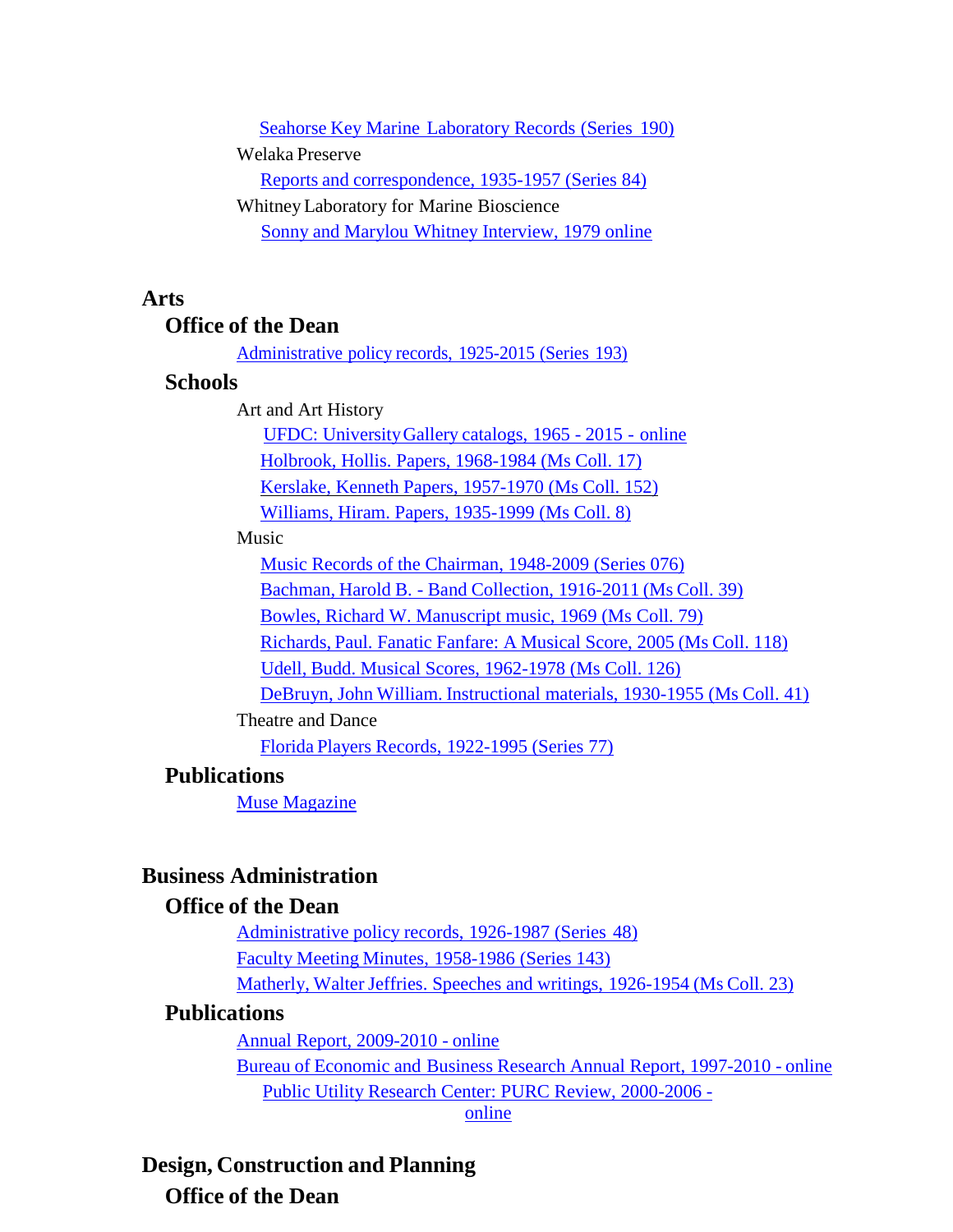Seahorse Key Marine Laboratory Records (Series 190)

Welaka Preserve

Reports and correspondence, 1935-1957 (Series 84)

Whitney Laboratory for Marine Bioscience

Sonny and Marylou Whitney Interview, 1979 online

## Arts

### Office of the Dean

Administrative policy records, 1925-2015 (Series 193)

### Schools

Art and Art History

UFDC: University Gallery catalogs, 1965 - 2015 - online

Holbrook, Hollis. Papers, 1968-1984 (Ms Coll. 17)

Kerslake, Kenneth Papers, 1957-1970 (Ms Coll. 152)

Williams, Hiram. Papers, 1935-1999 (Ms Coll. 8)

Music

Music Records of the Chairman, 1948-2009 (Series 076)

Bachman, Harold B. - Band Collection, 1916-2011 (Ms Coll. 39)

Bowles, Richard W. Manuscript music, 1969 (Ms Coll. 79)

Richards, Paul. Fanatic Fanfare: A Musical Score, 2005 (Ms Coll. 118)

Udell, Budd. Musical Scores, 1962-1978 (Ms Coll. 126)

DeBruyn, John William. Instructional materials, 1930-1955 (Ms Coll. 41)

Theatre and Dance

Florida Players Records, 1922-1995 (Series 77)

### Publications

Muse Magazine

## Business Administration

### Office of the Dean

Administrative policy records, 1926-1987 (Series 48)

Faculty Meeting Minutes, 1958-1986 (Series 143)

Matherly, Walter Jeffries. Speeches and writings, 1926-1954 (Ms Coll. 23)

### Publications

Annual Report, 2009-2010 - online

Bureau of Economic and Business Research Annual Report, 1997-2010 - online

Public Utility Research Center: PURC Review, 2000-2006 - online

## Design, Construction and Planning

### Office of the Dean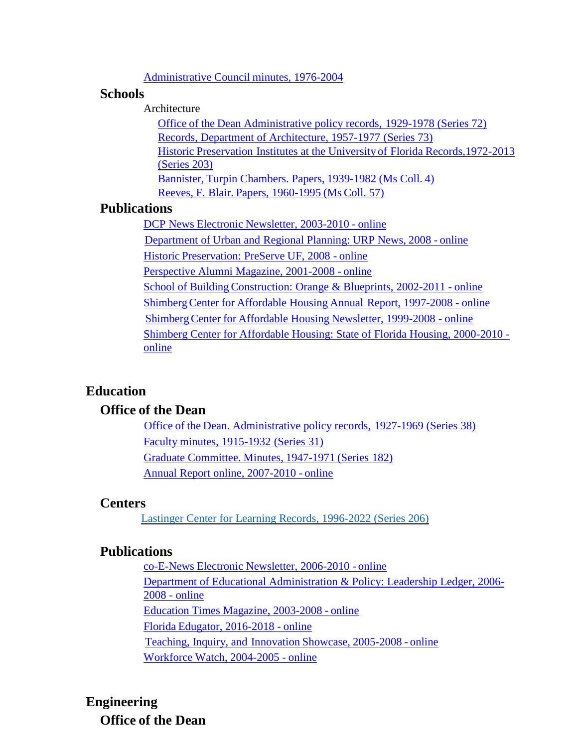Administrative Council minutes, 1976-2004

### Schools

Architecture

- Office of the Dean Administrative policy records, 1929-1978 (Series 72)
- Records, Department of Architecture, 1957-1977 (Series 73)
- Historic Preservation Institutes at the University of Florida Records,1972-2013 (Series 203)
- Bannister, Turpin Chambers. Papers, 1939-1982 (Ms Coll. 4)
- Reeves, F. Blair. Papers, 1960-1995 (Ms Coll. 57)

### Publications

- DCP News Electronic Newsletter, 2003-2010 - online
- Department of Urban and Regional Planning: URP News, 2008 - online
- Historic Preservation: PreServe UF, 2008 - online
- Perspective Alumni Magazine, 2001-2008 - online
- School of Building Construction: Orange & Blueprints, 2002-2011 - online
- Shimberg Center for Affordable Housing Annual Report, 1997-2008 - online
- Shimberg Center for Affordable Housing Newsletter, 1999-2008 - online
- Shimberg Center for Affordable Housing: State of Florida Housing, 2000-2010 - online

## Education

### Office of the Dean

- Office of the Dean. Administrative policy records, 1927-1969 (Series 38)
- Faculty minutes, 1915-1932 (Series 31)
- Graduate Committee. Minutes, 1947-1971 (Series 182)
- Annual Report online, 2007-2010 - online

### Centers

- Lastinger Center for Learning Records, 1996-2022 (Series 206)

### Publications

- co-E-News Electronic Newsletter, 2006-2010 - online
- Department of Educational Administration & Policy: Leadership Ledger, 2006-2008 - online
- Education Times Magazine, 2003-2008 - online
- Florida Edugator, 2016-2018 - online
- Teaching, Inquiry, and Innovation Showcase, 2005-2008 - online
- Workforce Watch, 2004-2005 - online

## Engineering

### Office of the Dean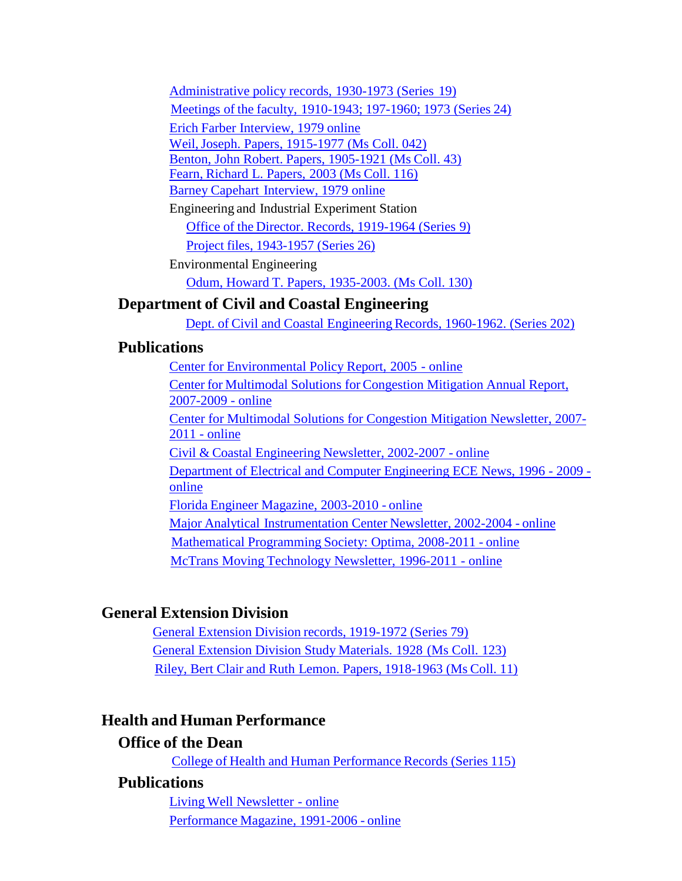Administrative policy records, 1930-1973 (Series 19)
Meetings of the faculty, 1910-1943; 197-1960; 1973 (Series 24)
Erich Farber Interview, 1979 online
Weil, Joseph. Papers, 1915-1977 (Ms Coll. 042)
Benton, John Robert. Papers, 1905-1921 (Ms Coll. 43)
Fearn, Richard L. Papers, 2003 (Ms Coll. 116)
Barney Capehart Interview, 1979 online

Engineering and Industrial Experiment Station

Office of the Director. Records, 1919-1964 (Series 9)
Project files, 1943-1957 (Series 26)

Environmental Engineering

Odum, Howard T. Papers, 1935-2003. (Ms Coll. 130)

### Department of Civil and Coastal Engineering

Dept. of Civil and Coastal Engineering Records, 1960-1962. (Series 202)

### Publications

Center for Environmental Policy Report, 2005 - online
Center for Multimodal Solutions for Congestion Mitigation Annual Report, 2007-2009 - online
Center for Multimodal Solutions for Congestion Mitigation Newsletter, 2007-2011 - online
Civil & Coastal Engineering Newsletter, 2002-2007 - online
Department of Electrical and Computer Engineering ECE News, 1996 - 2009 - online
Florida Engineer Magazine, 2003-2010 - online
Major Analytical Instrumentation Center Newsletter, 2002-2004 - online
Mathematical Programming Society: Optima, 2008-2011 - online
McTrans Moving Technology Newsletter, 1996-2011 - online

## General Extension Division

General Extension Division records, 1919-1972 (Series 79)
General Extension Division Study Materials. 1928 (Ms Coll. 123)
Riley, Bert Clair and Ruth Lemon. Papers, 1918-1963 (Ms Coll. 11)

## Health and Human Performance

### Office of the Dean

College of Health and Human Performance Records (Series 115)

### Publications

Living Well Newsletter - online
Performance Magazine, 1991-2006 - online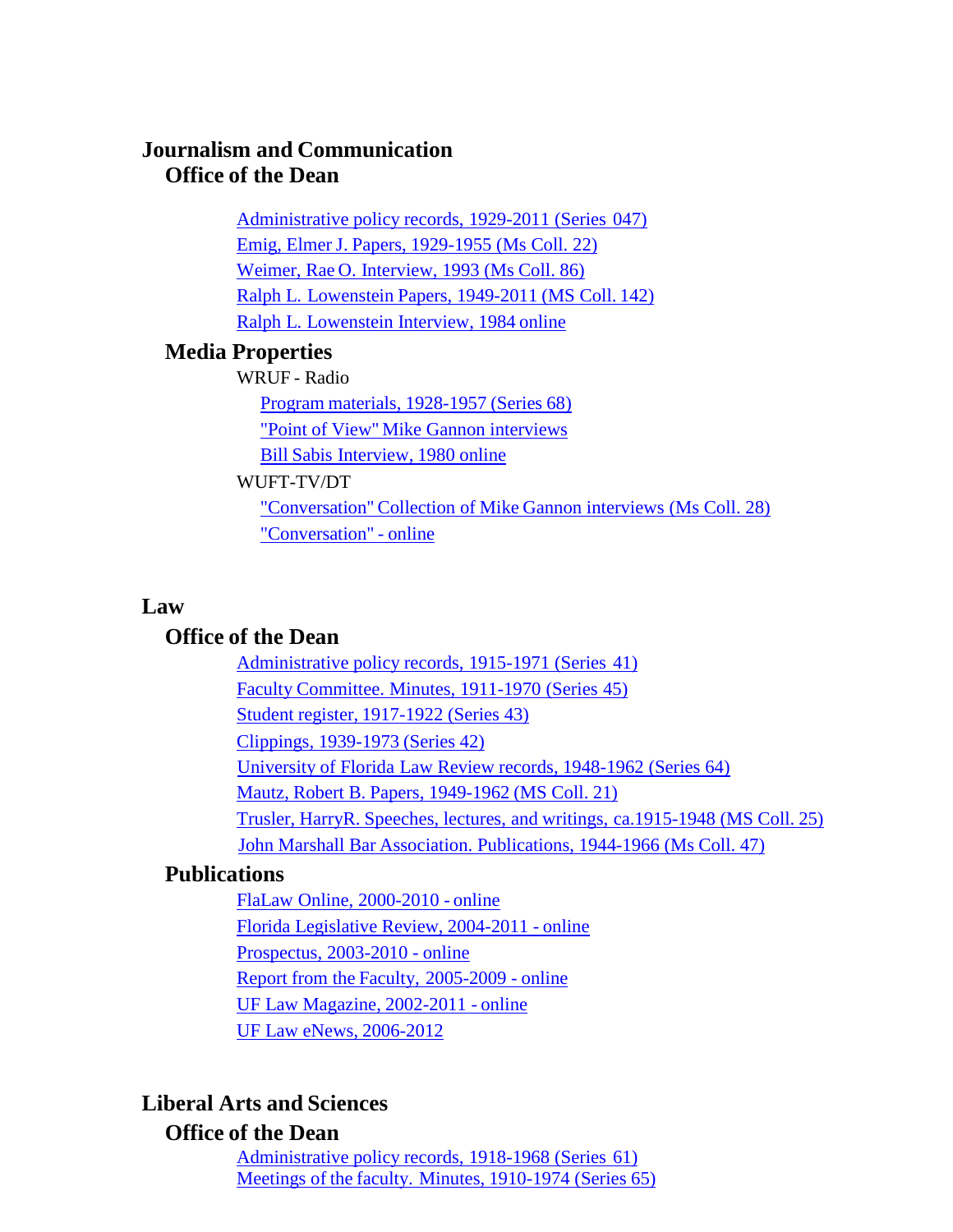## Journalism and Communication

### Office of the Dean

- Administrative policy records, 1929-2011 (Series 047)
- Emig, Elmer J. Papers, 1929-1955 (Ms Coll. 22)
- Weimer, Rae O. Interview, 1993 (Ms Coll. 86)
- Ralph L. Lowenstein Papers, 1949-2011 (MS Coll. 142)
- Ralph L. Lowenstein Interview, 1984 online

### Media Properties

WRUF - Radio

- Program materials, 1928-1957 (Series 68)
- "Point of View" Mike Gannon interviews
- Bill Sabis Interview, 1980 online

WUFT-TV/DT

- "Conversation" Collection of Mike Gannon interviews (Ms Coll. 28)
- "Conversation" - online

## Law

### Office of the Dean

- Administrative policy records, 1915-1971 (Series 41)
- Faculty Committee. Minutes, 1911-1970 (Series 45)
- Student register, 1917-1922 (Series 43)
- Clippings, 1939-1973 (Series 42)
- University of Florida Law Review records, 1948-1962 (Series 64)
- Mautz, Robert B. Papers, 1949-1962 (MS Coll. 21)
- Trusler, HarryR. Speeches, lectures, and writings, ca.1915-1948 (MS Coll. 25)
- John Marshall Bar Association. Publications, 1944-1966 (Ms Coll. 47)

### Publications

- FlaLaw Online, 2000-2010 - online
- Florida Legislative Review, 2004-2011 - online
- Prospectus, 2003-2010 - online
- Report from the Faculty, 2005-2009 - online
- UF Law Magazine, 2002-2011 - online
- UF Law eNews, 2006-2012

## Liberal Arts and Sciences

### Office of the Dean

- Administrative policy records, 1918-1968 (Series 61)
- Meetings of the faculty. Minutes, 1910-1974 (Series 65)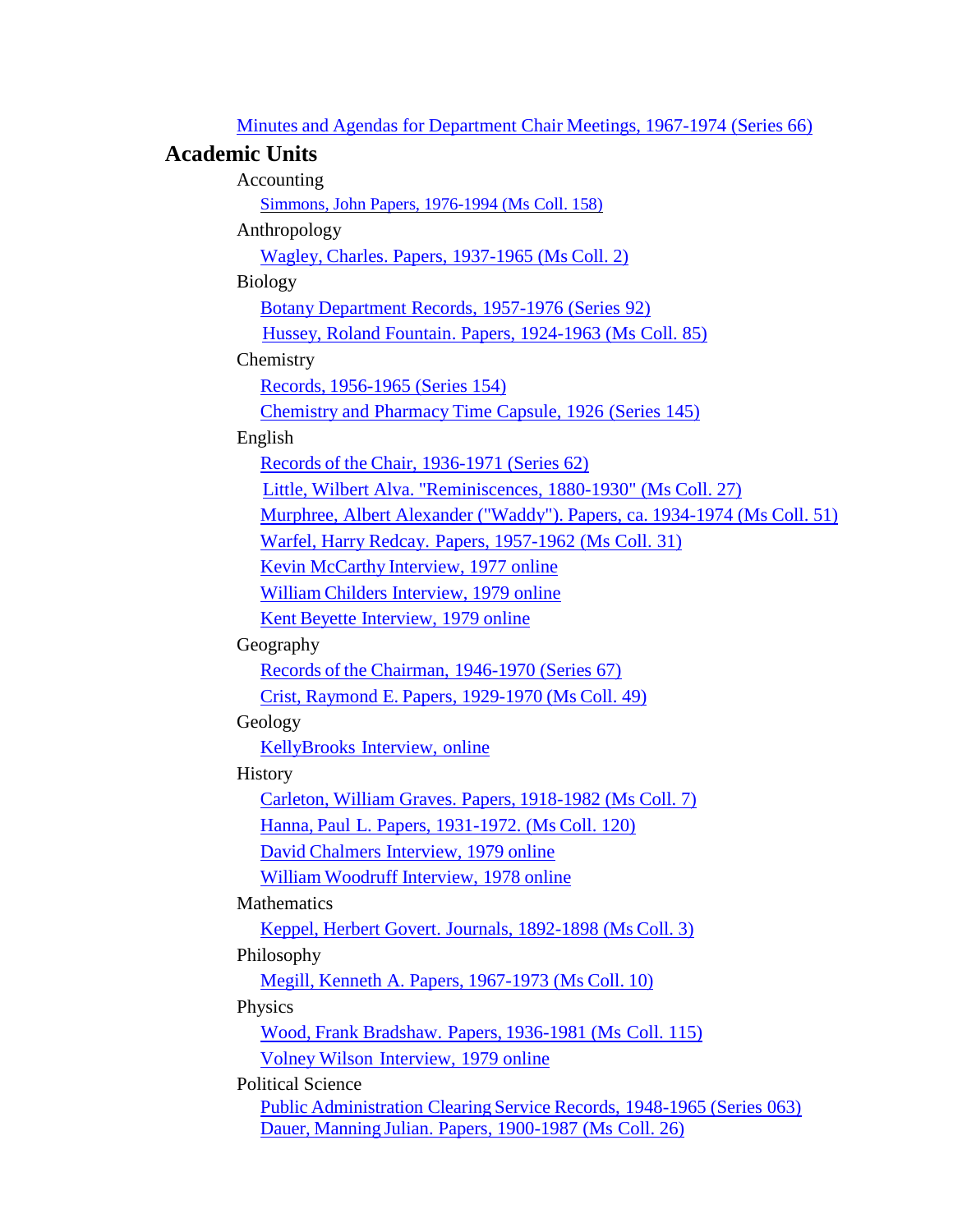Minutes and Agendas for Department Chair Meetings, 1967-1974 (Series 66)

## Academic Units

Accounting

- Simmons, John Papers, 1976-1994 (Ms Coll. 158)

Anthropology

- Wagley, Charles. Papers, 1937-1965 (Ms Coll. 2)

Biology

- Botany Department Records, 1957-1976 (Series 92)
- Hussey, Roland Fountain. Papers, 1924-1963 (Ms Coll. 85)

Chemistry

- Records, 1956-1965 (Series 154)
- Chemistry and Pharmacy Time Capsule, 1926 (Series 145)

English

- Records of the Chair, 1936-1971 (Series 62)
- Little, Wilbert Alva. "Reminiscences, 1880-1930" (Ms Coll. 27)
- Murphree, Albert Alexander ("Waddy"). Papers, ca. 1934-1974 (Ms Coll. 51)
- Warfel, Harry Redcay. Papers, 1957-1962 (Ms Coll. 31)
- Kevin McCarthy Interview, 1977 online
- William Childers Interview, 1979 online
- Kent Beyette Interview, 1979 online

Geography

- Records of the Chairman, 1946-1970 (Series 67)
- Crist, Raymond E. Papers, 1929-1970 (Ms Coll. 49)

Geology

- KellyBrooks Interview, online

History

- Carleton, William Graves. Papers, 1918-1982 (Ms Coll. 7)
- Hanna, Paul L. Papers, 1931-1972. (Ms Coll. 120)
- David Chalmers Interview, 1979 online
- William Woodruff Interview, 1978 online

Mathematics

- Keppel, Herbert Govert. Journals, 1892-1898 (Ms Coll. 3)

Philosophy

- Megill, Kenneth A. Papers, 1967-1973 (Ms Coll. 10)

Physics

- Wood, Frank Bradshaw. Papers, 1936-1981 (Ms Coll. 115)
- Volney Wilson Interview, 1979 online

Political Science

- Public Administration Clearing Service Records, 1948-1965 (Series 063)
- Dauer, Manning Julian. Papers, 1900-1987 (Ms Coll. 26)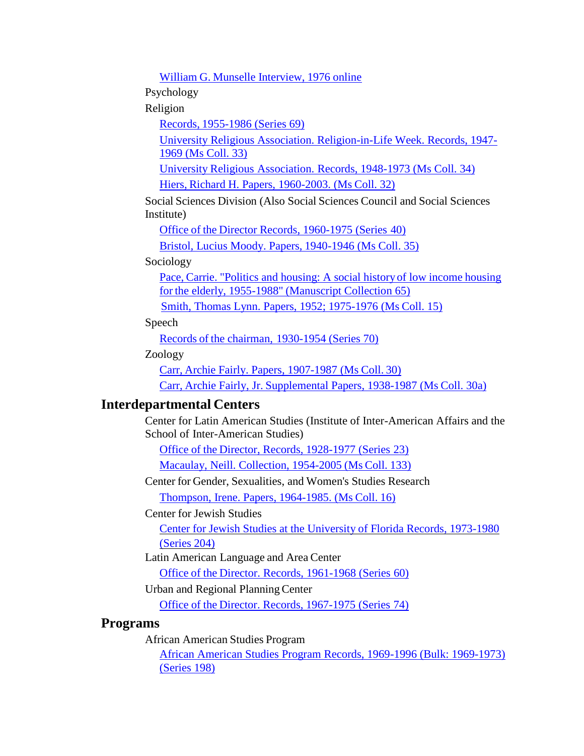- William G. Munselle Interview, 1976 online

Psychology

Religion

- Records, 1955-1986 (Series 69)
- University Religious Association. Religion-in-Life Week. Records, 1947-1969 (Ms Coll. 33)
- University Religious Association. Records, 1948-1973 (Ms Coll. 34)
- Hiers, Richard H. Papers, 1960-2003. (Ms Coll. 32)

Social Sciences Division (Also Social Sciences Council and Social Sciences Institute)

- Office of the Director Records, 1960-1975 (Series 40)
- Bristol, Lucius Moody. Papers, 1940-1946 (Ms Coll. 35)

Sociology

- Pace, Carrie. "Politics and housing: A social history of low income housing for the elderly, 1955-1988" (Manuscript Collection 65)
- Smith, Thomas Lynn. Papers, 1952; 1975-1976 (Ms Coll. 15)

Speech

- Records of the chairman, 1930-1954 (Series 70)

Zoology

- Carr, Archie Fairly. Papers, 1907-1987 (Ms Coll. 30)
- Carr, Archie Fairly, Jr. Supplemental Papers, 1938-1987 (Ms Coll. 30a)

## Interdepartmental Centers

Center for Latin American Studies (Institute of Inter-American Affairs and the School of Inter-American Studies)

- Office of the Director, Records, 1928-1977 (Series 23)
- Macaulay, Neill. Collection, 1954-2005 (Ms Coll. 133)

Center for Gender, Sexualities, and Women's Studies Research

- Thompson, Irene. Papers, 1964-1985. (Ms Coll. 16)

Center for Jewish Studies

- Center for Jewish Studies at the University of Florida Records, 1973-1980 (Series 204)

Latin American Language and Area Center

- Office of the Director. Records, 1961-1968 (Series 60)

Urban and Regional Planning Center

- Office of the Director. Records, 1967-1975 (Series 74)

## Programs

African American Studies Program

- African American Studies Program Records, 1969-1996 (Bulk: 1969-1973) (Series 198)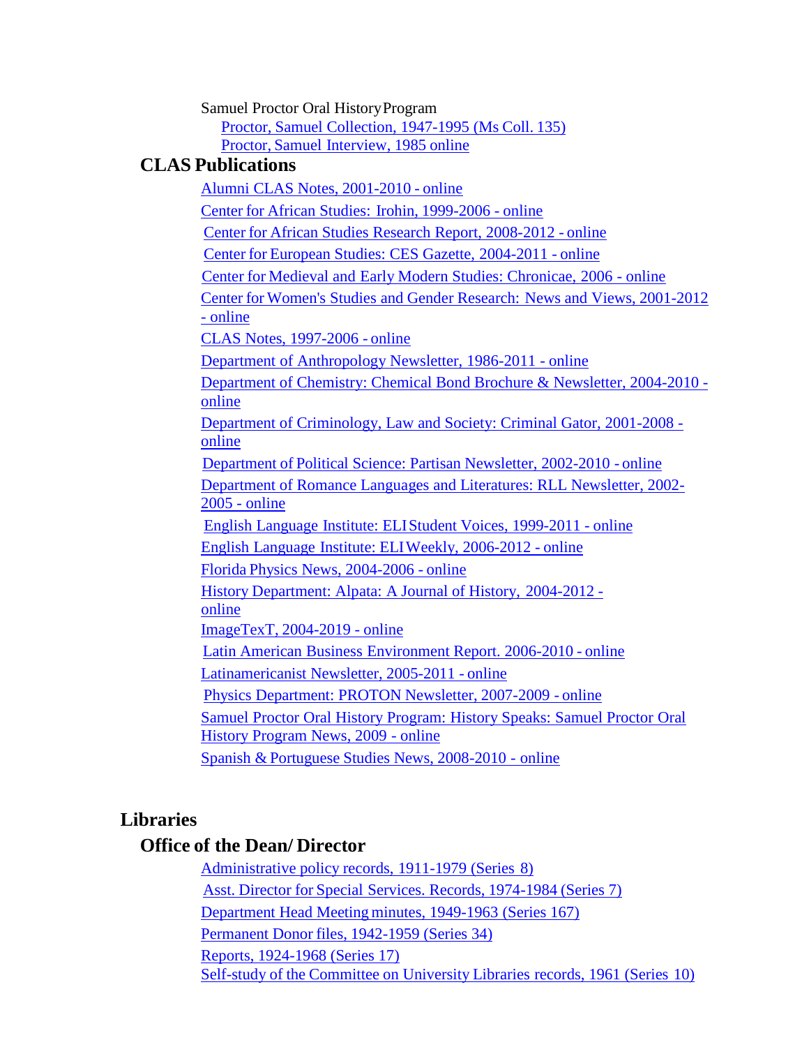Samuel Proctor Oral History Program

- Proctor, Samuel Collection, 1947-1995 (Ms Coll. 135)
- Proctor, Samuel Interview, 1985 online

### CLAS Publications

- Alumni CLAS Notes, 2001-2010 - online
- Center for African Studies: Irohin, 1999-2006 - online
- Center for African Studies Research Report, 2008-2012 - online
- Center for European Studies: CES Gazette, 2004-2011 - online
- Center for Medieval and Early Modern Studies: Chronicae, 2006 - online
- Center for Women's Studies and Gender Research: News and Views, 2001-2012 - online
- CLAS Notes, 1997-2006 - online
- Department of Anthropology Newsletter, 1986-2011 - online
- Department of Chemistry: Chemical Bond Brochure & Newsletter, 2004-2010 - online
- Department of Criminology, Law and Society: Criminal Gator, 2001-2008 - online
- Department of Political Science: Partisan Newsletter, 2002-2010 - online
- Department of Romance Languages and Literatures: RLL Newsletter, 2002-2005 - online
- English Language Institute: ELI Student Voices, 1999-2011 - online
- English Language Institute: ELI Weekly, 2006-2012 - online
- Florida Physics News, 2004-2006 - online
- History Department: Alpata: A Journal of History, 2004-2012 - online
- ImageTexT, 2004-2019 - online
- Latin American Business Environment Report. 2006-2010 - online
- Latinamericanist Newsletter, 2005-2011 - online
- Physics Department: PROTON Newsletter, 2007-2009 - online
- Samuel Proctor Oral History Program: History Speaks: Samuel Proctor Oral History Program News, 2009 - online
- Spanish & Portuguese Studies News, 2008-2010 - online

## Libraries

### Office of the Dean/ Director

- Administrative policy records, 1911-1979 (Series 8)
- Asst. Director for Special Services. Records, 1974-1984 (Series 7)
- Department Head Meeting minutes, 1949-1963 (Series 167)
- Permanent Donor files, 1942-1959 (Series 34)
- Reports, 1924-1968 (Series 17)
- Self-study of the Committee on University Libraries records, 1961 (Series 10)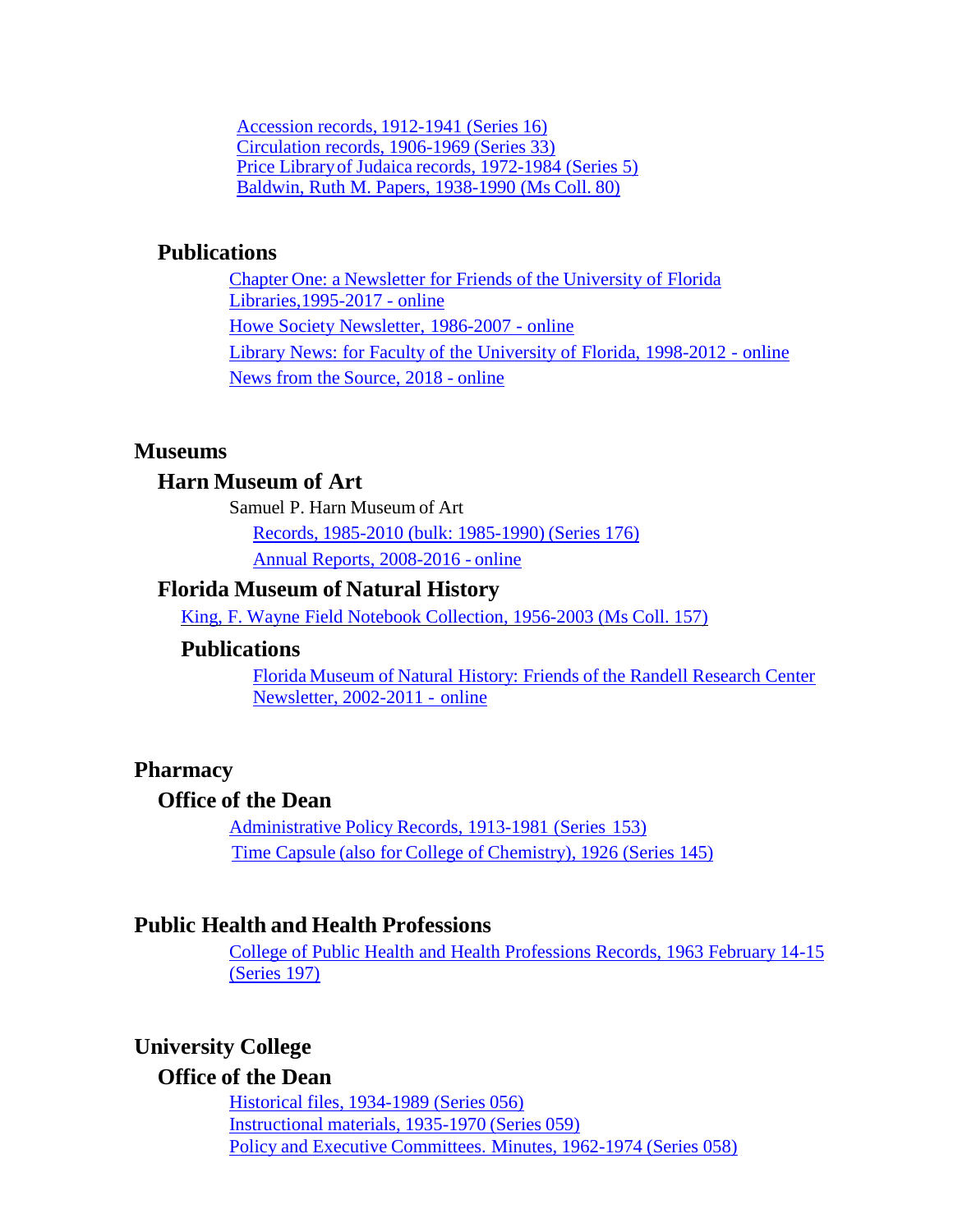Accession records, 1912-1941 (Series 16)
Circulation records, 1906-1969 (Series 33)
Price Library of Judaica records, 1972-1984 (Series 5)
Baldwin, Ruth M. Papers, 1938-1990 (Ms Coll. 80)

### Publications

Chapter One: a Newsletter for Friends of the University of Florida Libraries,1995-2017 - online

Howe Society Newsletter, 1986-2007 - online

Library News: for Faculty of the University of Florida, 1998-2012 - online

News from the Source, 2018 - online

## Museums

### Harn Museum of Art

Samuel P. Harn Museum of Art

Records, 1985-2010 (bulk: 1985-1990) (Series 176)

Annual Reports, 2008-2016 - online

### Florida Museum of Natural History

King, F. Wayne Field Notebook Collection, 1956-2003 (Ms Coll. 157)

#### Publications

Florida Museum of Natural History: Friends of the Randell Research Center Newsletter, 2002-2011 - online

## Pharmacy

### Office of the Dean

Administrative Policy Records, 1913-1981 (Series 153)
Time Capsule (also for College of Chemistry), 1926 (Series 145)

## Public Health and Health Professions

College of Public Health and Health Professions Records, 1963 February 14-15 (Series 197)

## University College

### Office of the Dean

Historical files, 1934-1989 (Series 056)
Instructional materials, 1935-1970 (Series 059)
Policy and Executive Committees. Minutes, 1962-1974 (Series 058)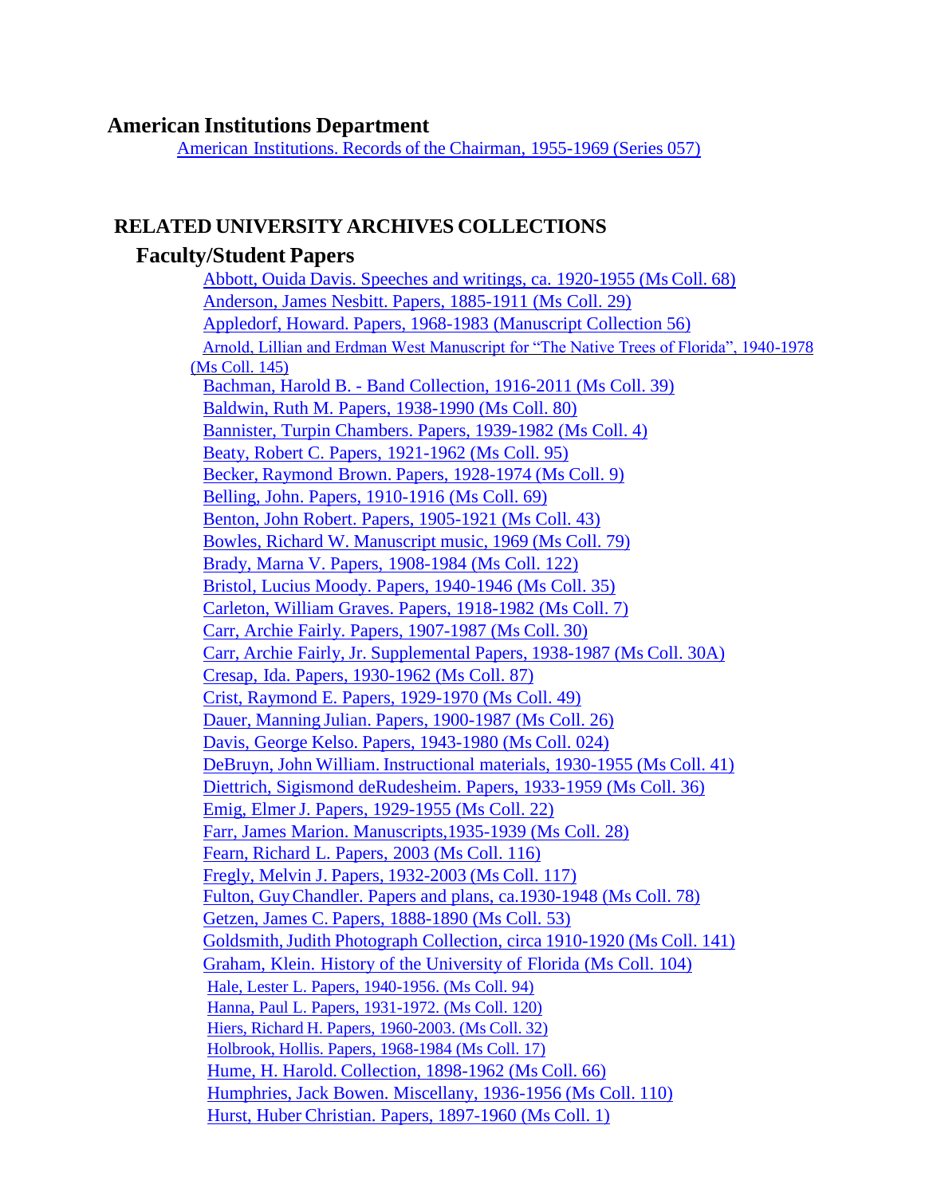## American Institutions Department

American Institutions. Records of the Chairman, 1955-1969 (Series 057)

## RELATED UNIVERSITY ARCHIVES COLLECTIONS

### Faculty/Student Papers

Abbott, Ouida Davis. Speeches and writings, ca. 1920-1955 (Ms Coll. 68)
Anderson, James Nesbitt. Papers, 1885-1911 (Ms Coll. 29)
Appledorf, Howard. Papers, 1968-1983 (Manuscript Collection 56)
Arnold, Lillian and Erdman West Manuscript for "The Native Trees of Florida", 1940-1978 (Ms Coll. 145)
Bachman, Harold B. - Band Collection, 1916-2011 (Ms Coll. 39)
Baldwin, Ruth M. Papers, 1938-1990 (Ms Coll. 80)
Bannister, Turpin Chambers. Papers, 1939-1982 (Ms Coll. 4)
Beaty, Robert C. Papers, 1921-1962 (Ms Coll. 95)
Becker, Raymond Brown. Papers, 1928-1974 (Ms Coll. 9)
Belling, John. Papers, 1910-1916 (Ms Coll. 69)
Benton, John Robert. Papers, 1905-1921 (Ms Coll. 43)
Bowles, Richard W. Manuscript music, 1969 (Ms Coll. 79)
Brady, Marna V. Papers, 1908-1984 (Ms Coll. 122)
Bristol, Lucius Moody. Papers, 1940-1946 (Ms Coll. 35)
Carleton, William Graves. Papers, 1918-1982 (Ms Coll. 7)
Carr, Archie Fairly. Papers, 1907-1987 (Ms Coll. 30)
Carr, Archie Fairly, Jr. Supplemental Papers, 1938-1987 (Ms Coll. 30A)
Cresap, Ida. Papers, 1930-1962 (Ms Coll. 87)
Crist, Raymond E. Papers, 1929-1970 (Ms Coll. 49)
Dauer, Manning Julian. Papers, 1900-1987 (Ms Coll. 26)
Davis, George Kelso. Papers, 1943-1980 (Ms Coll. 024)
DeBruyn, John William. Instructional materials, 1930-1955 (Ms Coll. 41)
Diettrich, Sigismond deRudesheim. Papers, 1933-1959 (Ms Coll. 36)
Emig, Elmer J. Papers, 1929-1955 (Ms Coll. 22)
Farr, James Marion. Manuscripts,1935-1939 (Ms Coll. 28)
Fearn, Richard L. Papers, 2003 (Ms Coll. 116)
Fregly, Melvin J. Papers, 1932-2003 (Ms Coll. 117)
Fulton, Guy Chandler. Papers and plans, ca.1930-1948 (Ms Coll. 78)
Getzen, James C. Papers, 1888-1890 (Ms Coll. 53)
Goldsmith, Judith Photograph Collection, circa 1910-1920 (Ms Coll. 141)
Graham, Klein. History of the University of Florida (Ms Coll. 104)
Hale, Lester L. Papers, 1940-1956. (Ms Coll. 94)
Hanna, Paul L. Papers, 1931-1972. (Ms Coll. 120)
Hiers, Richard H. Papers, 1960-2003. (Ms Coll. 32)
Holbrook, Hollis. Papers, 1968-1984 (Ms Coll. 17)
Hume, H. Harold. Collection, 1898-1962 (Ms Coll. 66)
Humphries, Jack Bowen. Miscellany, 1936-1956 (Ms Coll. 110)
Hurst, Huber Christian. Papers, 1897-1960 (Ms Coll. 1)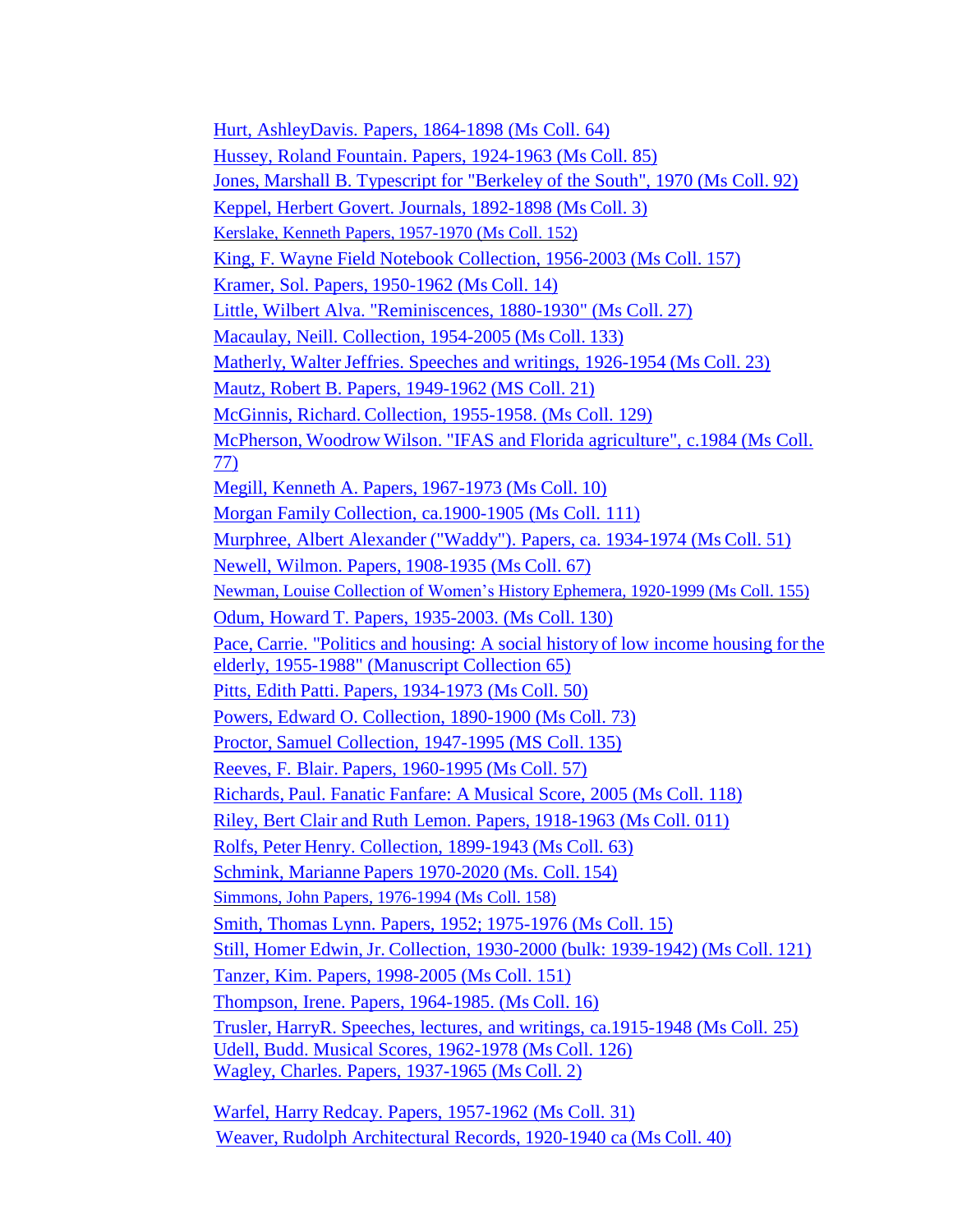Hurt, AshleyDavis. Papers, 1864-1898 (Ms Coll. 64)

Hussey, Roland Fountain. Papers, 1924-1963 (Ms Coll. 85)

Jones, Marshall B. Typescript for "Berkeley of the South", 1970 (Ms Coll. 92)

Keppel, Herbert Govert. Journals, 1892-1898 (Ms Coll. 3)

Kerslake, Kenneth Papers, 1957-1970 (Ms Coll. 152)

King, F. Wayne Field Notebook Collection, 1956-2003 (Ms Coll. 157)

Kramer, Sol. Papers, 1950-1962 (Ms Coll. 14)

Little, Wilbert Alva. "Reminiscences, 1880-1930" (Ms Coll. 27)

Macaulay, Neill. Collection, 1954-2005 (Ms Coll. 133)

Matherly, Walter Jeffries. Speeches and writings, 1926-1954 (Ms Coll. 23)

Mautz, Robert B. Papers, 1949-1962 (MS Coll. 21)

McGinnis, Richard. Collection, 1955-1958. (Ms Coll. 129)

McPherson, Woodrow Wilson. "IFAS and Florida agriculture", c.1984 (Ms Coll. 77)

Megill, Kenneth A. Papers, 1967-1973 (Ms Coll. 10)

Morgan Family Collection, ca.1900-1905 (Ms Coll. 111)

Murphree, Albert Alexander ("Waddy"). Papers, ca. 1934-1974 (Ms Coll. 51)

Newell, Wilmon. Papers, 1908-1935 (Ms Coll. 67)

Newman, Louise Collection of Women's History Ephemera, 1920-1999 (Ms Coll. 155)

Odum, Howard T. Papers, 1935-2003. (Ms Coll. 130)

Pace, Carrie. "Politics and housing: A social history of low income housing for the elderly, 1955-1988" (Manuscript Collection 65)

Pitts, Edith Patti. Papers, 1934-1973 (Ms Coll. 50)

Powers, Edward O. Collection, 1890-1900 (Ms Coll. 73)

Proctor, Samuel Collection, 1947-1995 (MS Coll. 135)

Reeves, F. Blair. Papers, 1960-1995 (Ms Coll. 57)

Richards, Paul. Fanatic Fanfare: A Musical Score, 2005 (Ms Coll. 118)

Riley, Bert Clair and Ruth Lemon. Papers, 1918-1963 (Ms Coll. 011)

Rolfs, Peter Henry. Collection, 1899-1943 (Ms Coll. 63)

Schmink, Marianne Papers 1970-2020 (Ms. Coll. 154)

Simmons, John Papers, 1976-1994 (Ms Coll. 158)

Smith, Thomas Lynn. Papers, 1952; 1975-1976 (Ms Coll. 15)

Still, Homer Edwin, Jr. Collection, 1930-2000 (bulk: 1939-1942) (Ms Coll. 121)

Tanzer, Kim. Papers, 1998-2005 (Ms Coll. 151)

Thompson, Irene. Papers, 1964-1985. (Ms Coll. 16)

Trusler, HarryR. Speeches, lectures, and writings, ca.1915-1948 (Ms Coll. 25)

Udell, Budd. Musical Scores, 1962-1978 (Ms Coll. 126)

Wagley, Charles. Papers, 1937-1965 (Ms Coll. 2)

Warfel, Harry Redcay. Papers, 1957-1962 (Ms Coll. 31)

Weaver, Rudolph Architectural Records, 1920-1940 ca (Ms Coll. 40)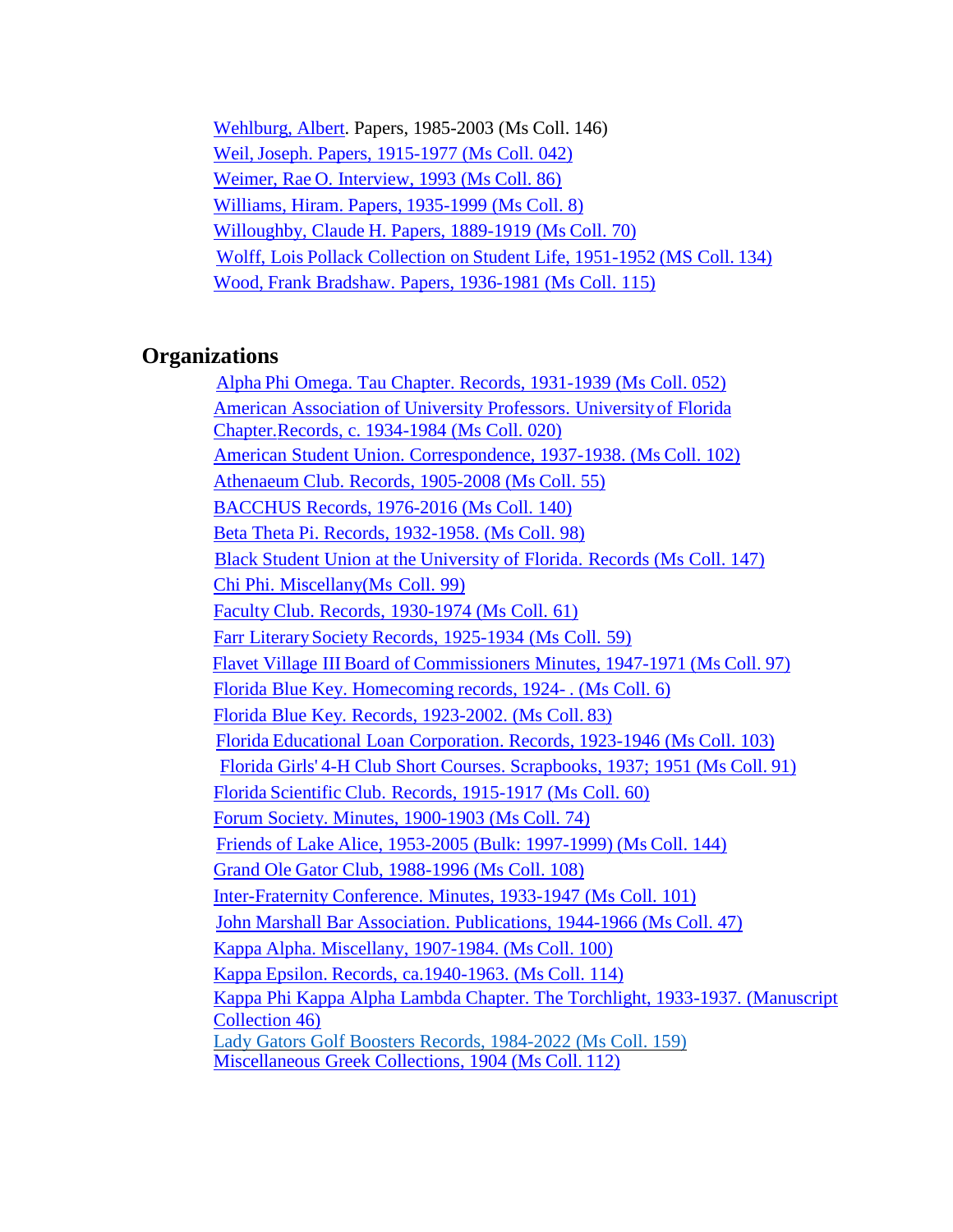Wehlburg, Albert. Papers, 1985-2003 (Ms Coll. 146)
Weil, Joseph. Papers, 1915-1977 (Ms Coll. 042)
Weimer, Rae O. Interview, 1993 (Ms Coll. 86)
Williams, Hiram. Papers, 1935-1999 (Ms Coll. 8)
Willoughby, Claude H. Papers, 1889-1919 (Ms Coll. 70)
Wolff, Lois Pollack Collection on Student Life, 1951-1952 (MS Coll. 134)
Wood, Frank Bradshaw. Papers, 1936-1981 (Ms Coll. 115)

## Organizations

Alpha Phi Omega. Tau Chapter. Records, 1931-1939 (Ms Coll. 052)
American Association of University Professors. University of Florida Chapter.Records, c. 1934-1984 (Ms Coll. 020)
American Student Union. Correspondence, 1937-1938. (Ms Coll. 102)
Athenaeum Club. Records, 1905-2008 (Ms Coll. 55)
BACCHUS Records, 1976-2016 (Ms Coll. 140)
Beta Theta Pi. Records, 1932-1958. (Ms Coll. 98)
Black Student Union at the University of Florida. Records (Ms Coll. 147)
Chi Phi. Miscellany(Ms Coll. 99)
Faculty Club. Records, 1930-1974 (Ms Coll. 61)
Farr Literary Society Records, 1925-1934 (Ms Coll. 59)
Flavet Village III Board of Commissioners Minutes, 1947-1971 (Ms Coll. 97)
Florida Blue Key. Homecoming records, 1924- . (Ms Coll. 6)
Florida Blue Key. Records, 1923-2002. (Ms Coll. 83)
Florida Educational Loan Corporation. Records, 1923-1946 (Ms Coll. 103)
Florida Girls' 4-H Club Short Courses. Scrapbooks, 1937; 1951 (Ms Coll. 91)
Florida Scientific Club. Records, 1915-1917 (Ms Coll. 60)
Forum Society. Minutes, 1900-1903 (Ms Coll. 74)
Friends of Lake Alice, 1953-2005 (Bulk: 1997-1999) (Ms Coll. 144)
Grand Ole Gator Club, 1988-1996 (Ms Coll. 108)
Inter-Fraternity Conference. Minutes, 1933-1947 (Ms Coll. 101)
John Marshall Bar Association. Publications, 1944-1966 (Ms Coll. 47)
Kappa Alpha. Miscellany, 1907-1984. (Ms Coll. 100)
Kappa Epsilon. Records, ca.1940-1963. (Ms Coll. 114)
Kappa Phi Kappa Alpha Lambda Chapter. The Torchlight, 1933-1937. (Manuscript Collection 46)
Lady Gators Golf Boosters Records, 1984-2022 (Ms Coll. 159)
Miscellaneous Greek Collections, 1904 (Ms Coll. 112)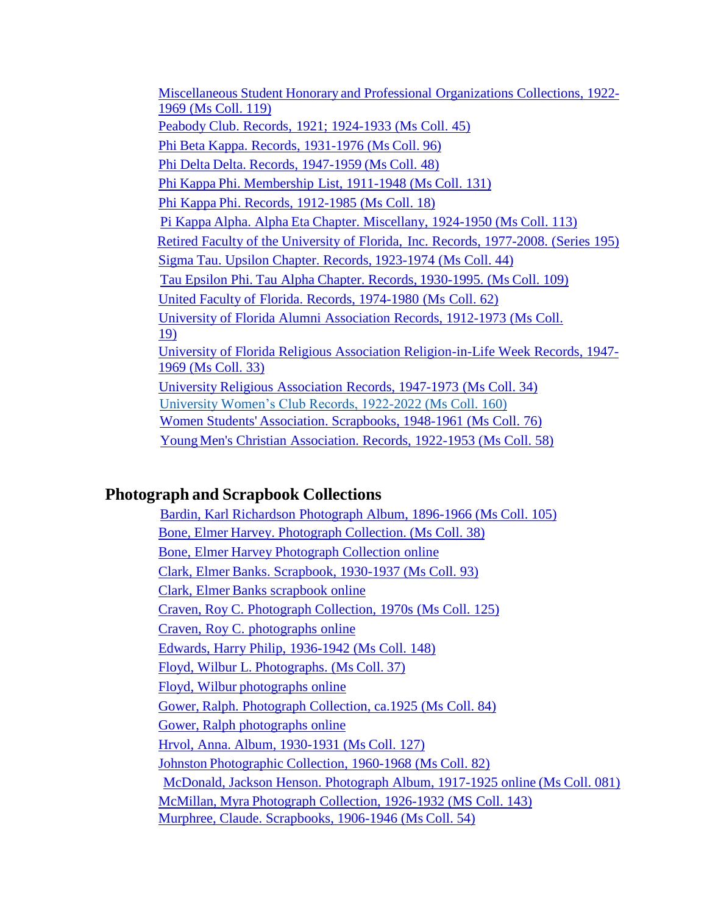Miscellaneous Student Honorary and Professional Organizations Collections, 1922-1969 (Ms Coll. 119)

Peabody Club. Records, 1921; 1924-1933 (Ms Coll. 45)

Phi Beta Kappa. Records, 1931-1976 (Ms Coll. 96)

Phi Delta Delta. Records, 1947-1959 (Ms Coll. 48)

Phi Kappa Phi. Membership List, 1911-1948 (Ms Coll. 131)

Phi Kappa Phi. Records, 1912-1985 (Ms Coll. 18)

Pi Kappa Alpha. Alpha Eta Chapter. Miscellany, 1924-1950 (Ms Coll. 113)

Retired Faculty of the University of Florida, Inc. Records, 1977-2008. (Series 195)

Sigma Tau. Upsilon Chapter. Records, 1923-1974 (Ms Coll. 44)

Tau Epsilon Phi. Tau Alpha Chapter. Records, 1930-1995. (Ms Coll. 109)

United Faculty of Florida. Records, 1974-1980 (Ms Coll. 62)

University of Florida Alumni Association Records, 1912-1973 (Ms Coll. 19)

University of Florida Religious Association Religion-in-Life Week Records, 1947-1969 (Ms Coll. 33)

University Religious Association Records, 1947-1973 (Ms Coll. 34)

University Women's Club Records, 1922-2022 (Ms Coll. 160)

Women Students' Association. Scrapbooks, 1948-1961 (Ms Coll. 76)

Young Men's Christian Association. Records, 1922-1953 (Ms Coll. 58)

## Photograph and Scrapbook Collections

Bardin, Karl Richardson Photograph Album, 1896-1966 (Ms Coll. 105)

Bone, Elmer Harvey. Photograph Collection. (Ms Coll. 38)

Bone, Elmer Harvey Photograph Collection online

Clark, Elmer Banks. Scrapbook, 1930-1937 (Ms Coll. 93)

Clark, Elmer Banks scrapbook online

Craven, Roy C. Photograph Collection, 1970s (Ms Coll. 125)

Craven, Roy C. photographs online

Edwards, Harry Philip, 1936-1942 (Ms Coll. 148)

Floyd, Wilbur L. Photographs. (Ms Coll. 37)

Floyd, Wilbur photographs online

Gower, Ralph. Photograph Collection, ca.1925 (Ms Coll. 84)

Gower, Ralph photographs online

Hrvol, Anna. Album, 1930-1931 (Ms Coll. 127)

Johnston Photographic Collection, 1960-1968 (Ms Coll. 82)

McDonald, Jackson Henson. Photograph Album, 1917-1925 online (Ms Coll. 081)

McMillan, Myra Photograph Collection, 1926-1932 (MS Coll. 143)

Murphree, Claude. Scrapbooks, 1906-1946 (Ms Coll. 54)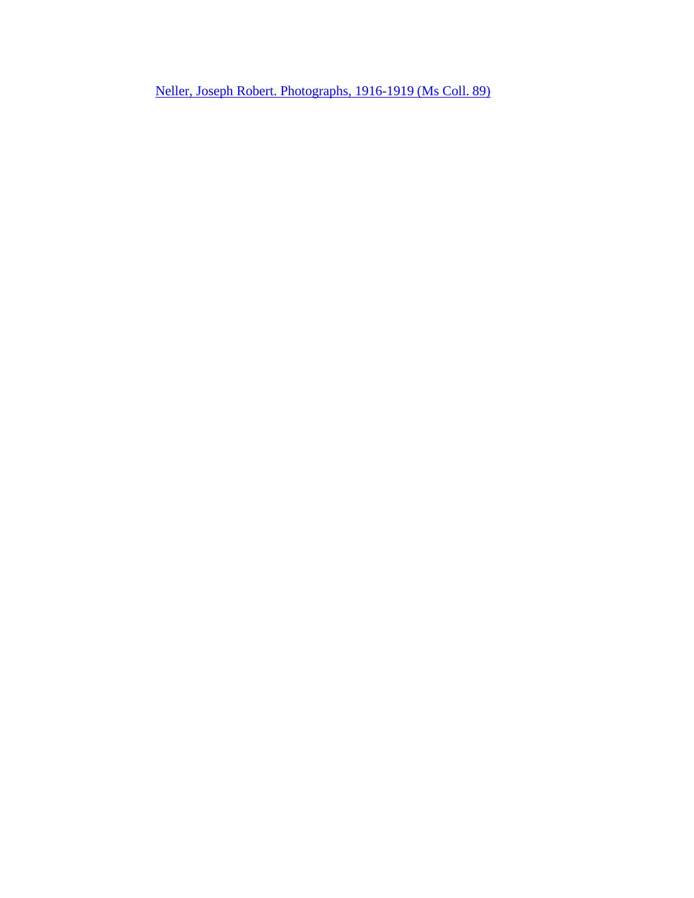Neller, Joseph Robert. Photographs, 1916-1919 (Ms Coll. 89)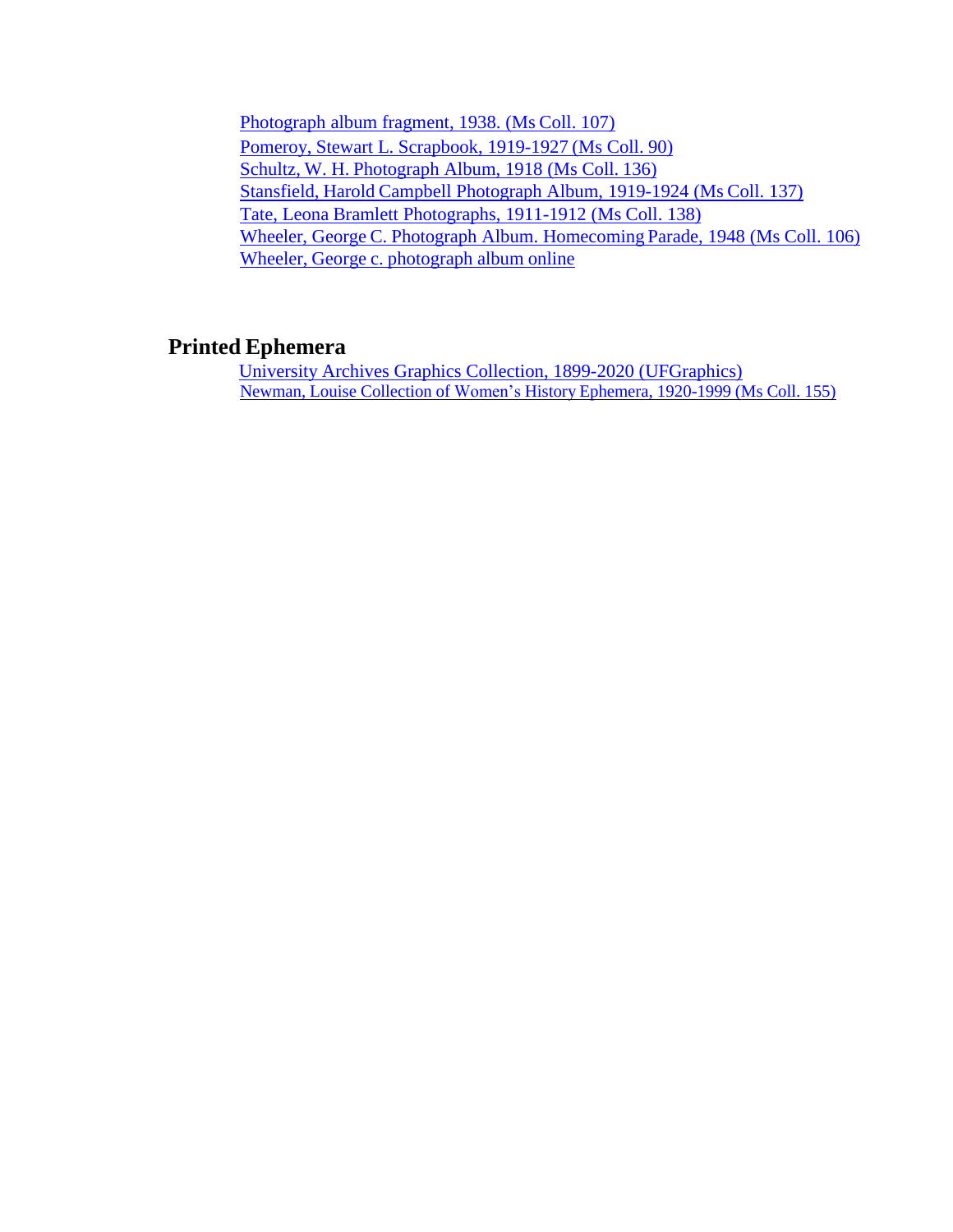Photograph album fragment, 1938. (Ms Coll. 107)
Pomeroy, Stewart L. Scrapbook, 1919-1927 (Ms Coll. 90)
Schultz, W. H. Photograph Album, 1918 (Ms Coll. 136)
Stansfield, Harold Campbell Photograph Album, 1919-1924 (Ms Coll. 137)
Tate, Leona Bramlett Photographs, 1911-1912 (Ms Coll. 138)
Wheeler, George C. Photograph Album. Homecoming Parade, 1948 (Ms Coll. 106)
Wheeler, George c. photograph album online

## Printed Ephemera

University Archives Graphics Collection, 1899-2020 (UFGraphics)
Newman, Louise Collection of Women's History Ephemera, 1920-1999 (Ms Coll. 155)